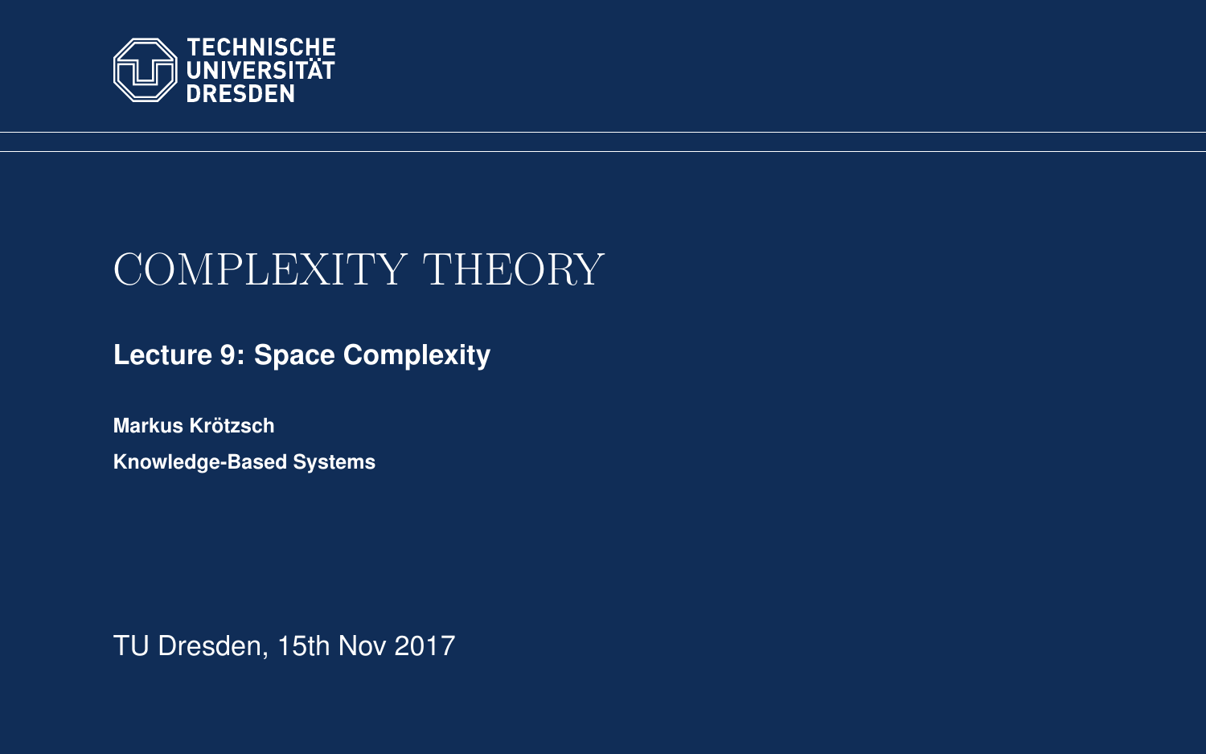TECHNISCHE UNIVERSITÄT DRESDEN

# COMPLEXITY THEORY

## Lecture 9: Space Complexity

**Markus Krötzsch**

**Knowledge-Based Systems**

TU Dresden, 15th Nov 2017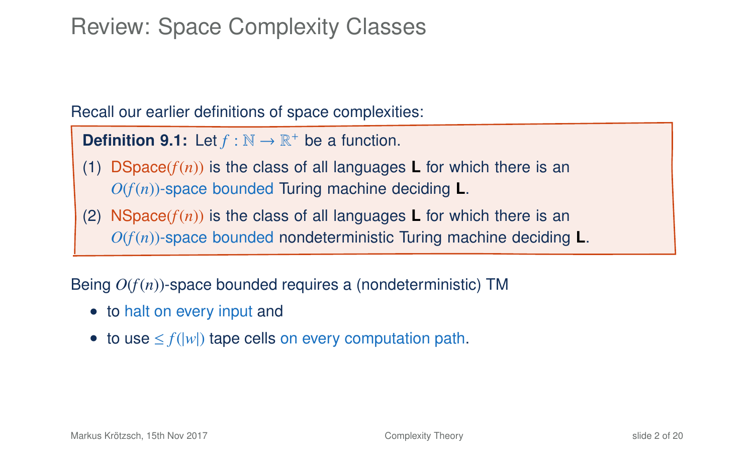# Review: Space Complexity Classes

Recall our earlier definitions of space complexities:

**Definition 9.1:** Let $f : \mathbb{N} \to \mathbb{R}^+$ be a function.

(1) DSpace($f(n)$) is the class of all languages **L** for which there is an $O(f(n))$-space bounded Turing machine deciding **L**.

(2) NSpace($f(n)$) is the class of all languages **L** for which there is an $O(f(n))$-space bounded nondeterministic Turing machine deciding **L**.

Being $O(f(n))$-space bounded requires a (nondeterministic) TM

- to halt on every input and
- to use $\leq f(|w|)$ tape cells on every computation path.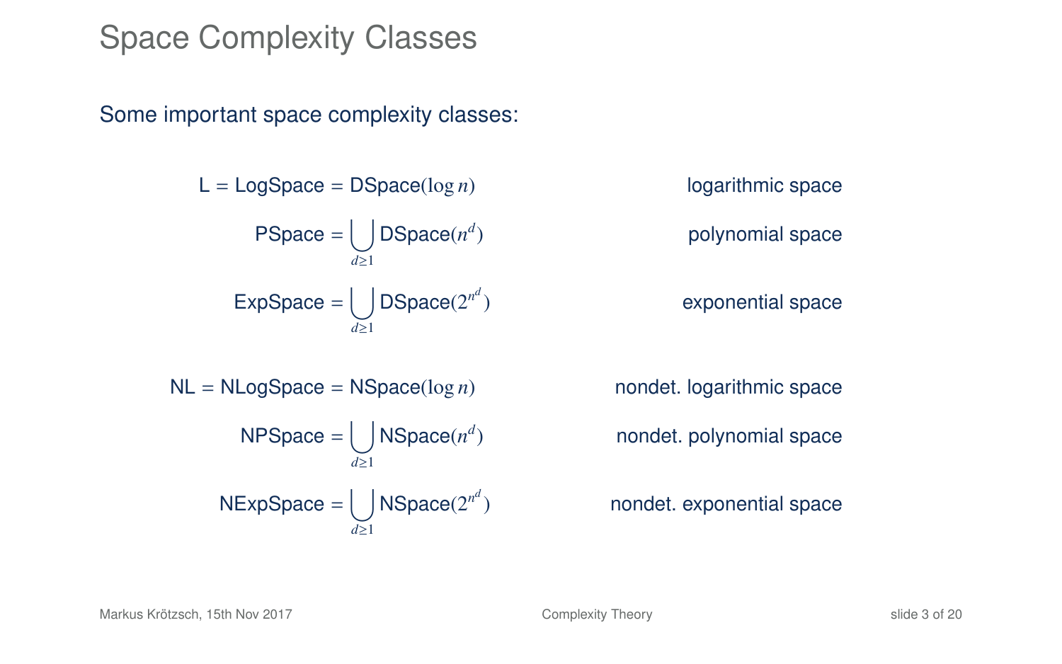# Space Complexity Classes

Some important space complexity classes:

$$\mathsf{L} = \mathsf{LogSpace} = \mathsf{DSpace}(\log n) \qquad \text{logarithmic space}$$

$$\mathsf{PSpace} = \bigcup_{d \geq 1} \mathsf{DSpace}(n^d) \qquad \text{polynomial space}$$

$$\mathsf{ExpSpace} = \bigcup_{d \geq 1} \mathsf{DSpace}(2^{n^d}) \qquad \text{exponential space}$$

$$\mathsf{NL} = \mathsf{NLogSpace} = \mathsf{NSpace}(\log n) \qquad \text{nondet. logarithmic space}$$

$$\mathsf{NPSpace} = \bigcup_{d \geq 1} \mathsf{NSpace}(n^d) \qquad \text{nondet. polynomial space}$$

$$\mathsf{NExpSpace} = \bigcup_{d \geq 1} \mathsf{NSpace}(2^{n^d}) \qquad \text{nondet. exponential space}$$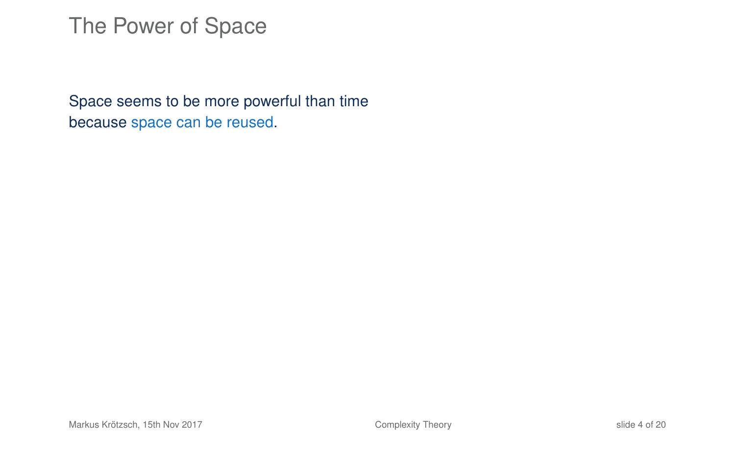# The Power of Space

Space seems to be more powerful than time because space can be reused.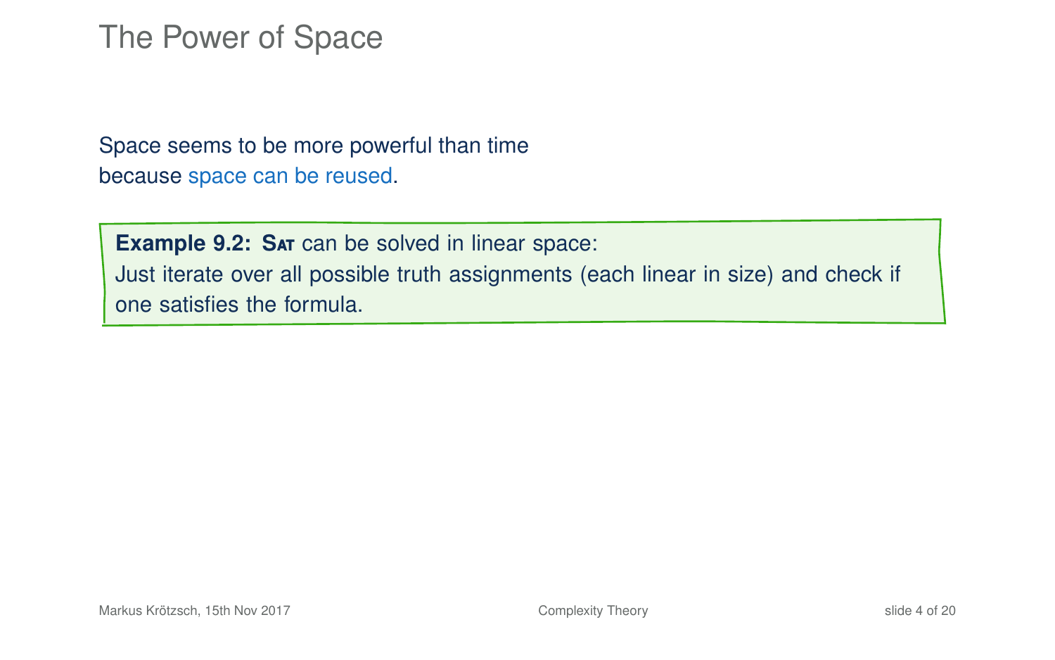# The Power of Space

Space seems to be more powerful than time
because space can be reused.

> **Example 9.2: SAT** can be solved in linear space:
> Just iterate over all possible truth assignments (each linear in size) and check if one satisfies the formula.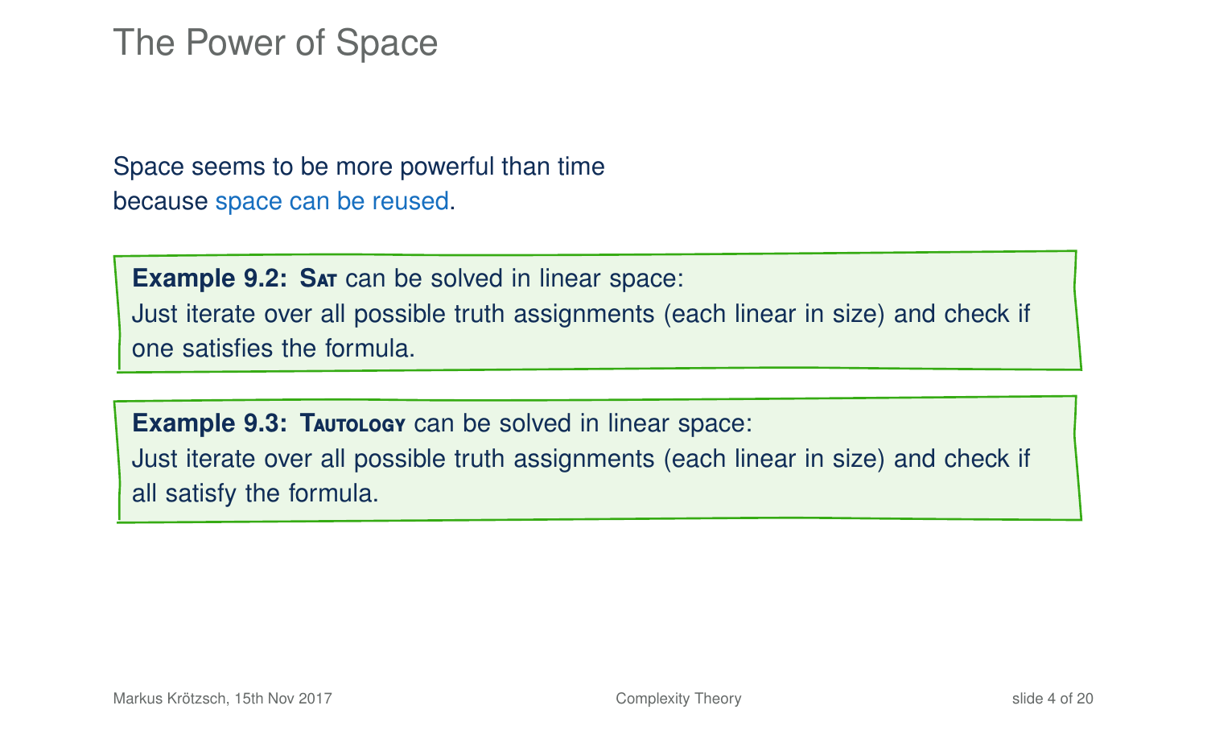# The Power of Space

Space seems to be more powerful than time because space can be reused.

**Example 9.2:** **Sat** can be solved in linear space:
Just iterate over all possible truth assignments (each linear in size) and check if one satisfies the formula.

**Example 9.3:** **Tautology** can be solved in linear space:
Just iterate over all possible truth assignments (each linear in size) and check if all satisfy the formula.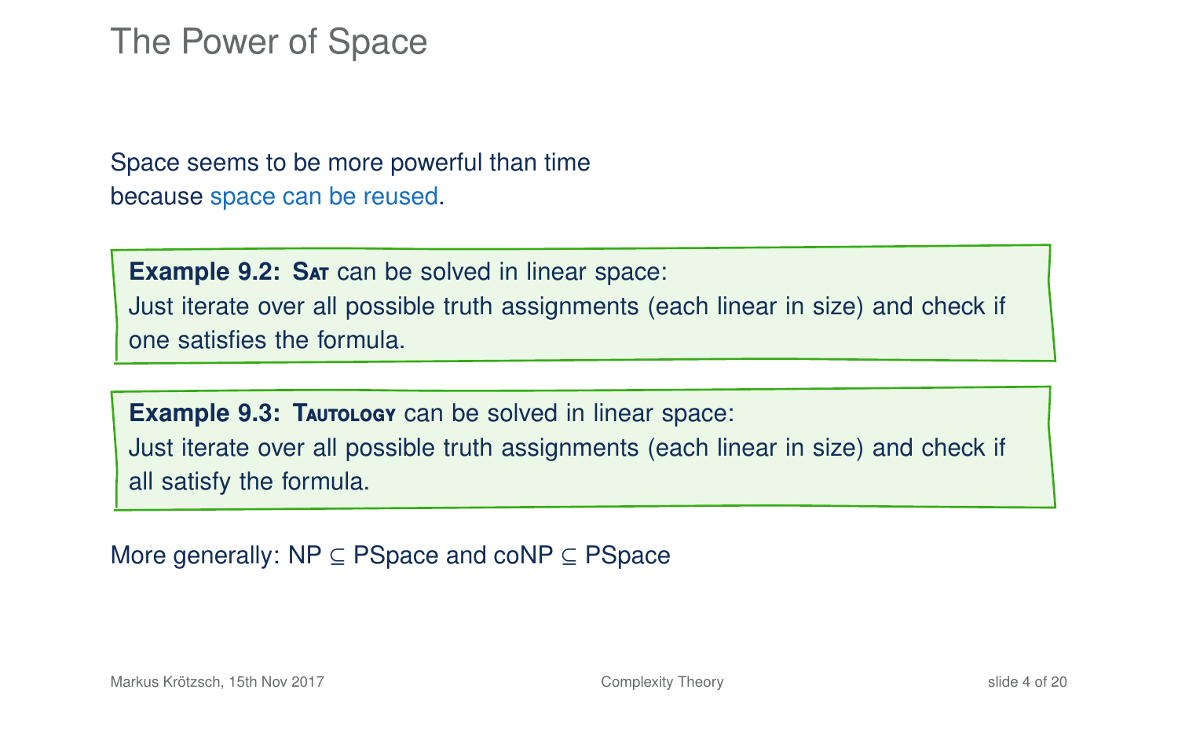# The Power of Space

Space seems to be more powerful than time because space can be reused.

**Example 9.2:** **Sat** can be solved in linear space:
Just iterate over all possible truth assignments (each linear in size) and check if one satisfies the formula.

**Example 9.3:** **Tautology** can be solved in linear space:
Just iterate over all possible truth assignments (each linear in size) and check if all satisfy the formula.

More generally: NP $\subseteq$ PSpace and coNP $\subseteq$ PSpace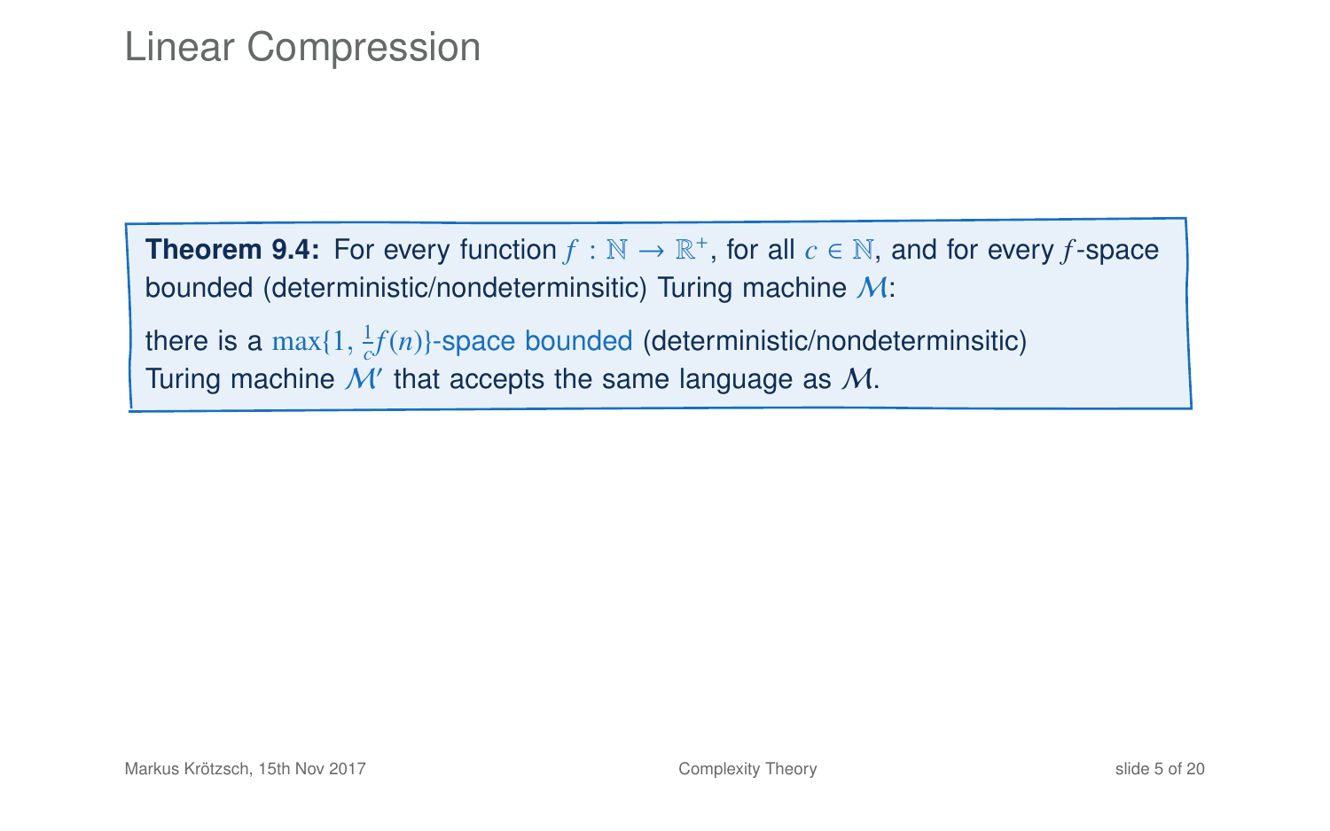# Linear Compression

**Theorem 9.4:** For every function $f : \mathbb{N} \to \mathbb{R}^+$, for all $c \in \mathbb{N}$, and for every $f$-space bounded (deterministic/nondeterminsitic) Turing machine $\mathcal{M}$:

there is a $\max\{1, \frac{1}{c}f(n)\}$-space bounded (deterministic/nondeterminsitic) Turing machine $\mathcal{M}'$ that accepts the same language as $\mathcal{M}$.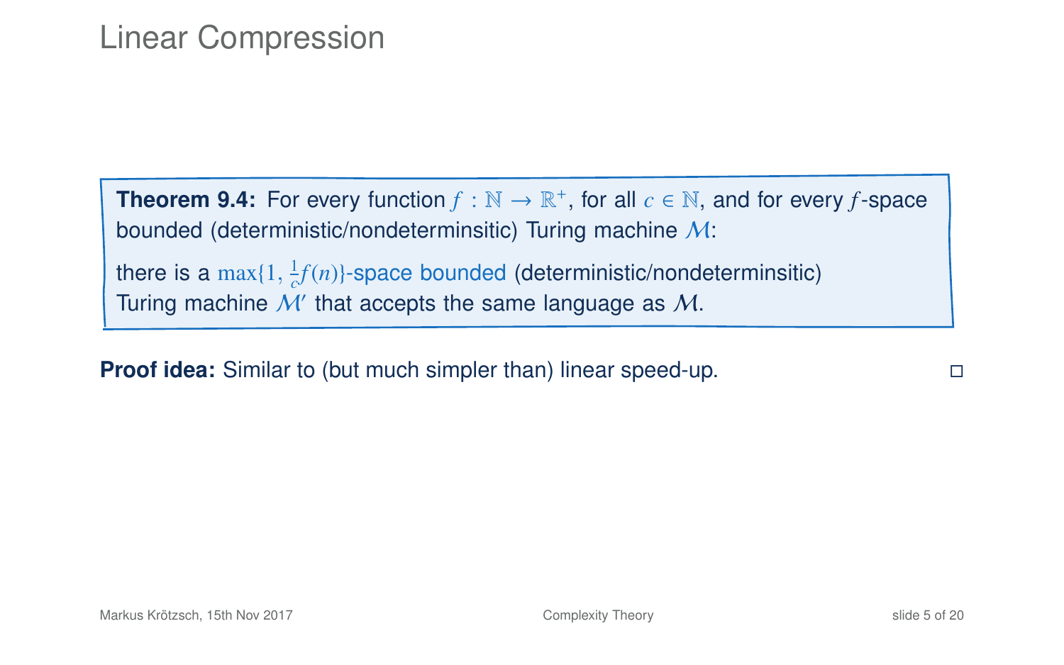# Linear Compression

**Theorem 9.4:** For every function $f : \mathbb{N} \to \mathbb{R}^+$, for all $c \in \mathbb{N}$, and for every $f$-space bounded (deterministic/nondeterminsitic) Turing machine $\mathcal{M}$:

there is a $\max\{1, \frac{1}{c}f(n)\}$-space bounded (deterministic/nondeterminsitic) Turing machine $\mathcal{M}'$ that accepts the same language as $\mathcal{M}$.

**Proof idea:** Similar to (but much simpler than) linear speed-up. □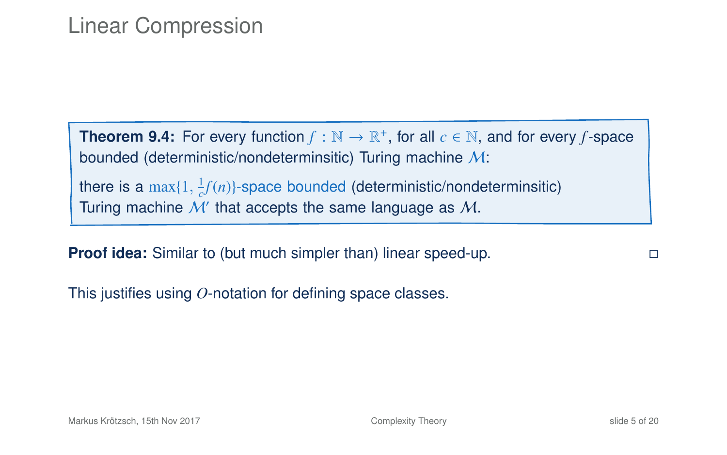# Linear Compression

**Theorem 9.4:** For every function $f : \mathbb{N} \to \mathbb{R}^+$, for all $c \in \mathbb{N}$, and for every $f$-space bounded (deterministic/nondeterminsitic) Turing machine $\mathcal{M}$:

there is a $\max\{1, \frac{1}{c}f(n)\}$-space bounded (deterministic/nondeterminsitic) Turing machine $\mathcal{M}'$ that accepts the same language as $\mathcal{M}$.

**Proof idea:** Similar to (but much simpler than) linear speed-up. □

This justifies using $O$-notation for defining space classes.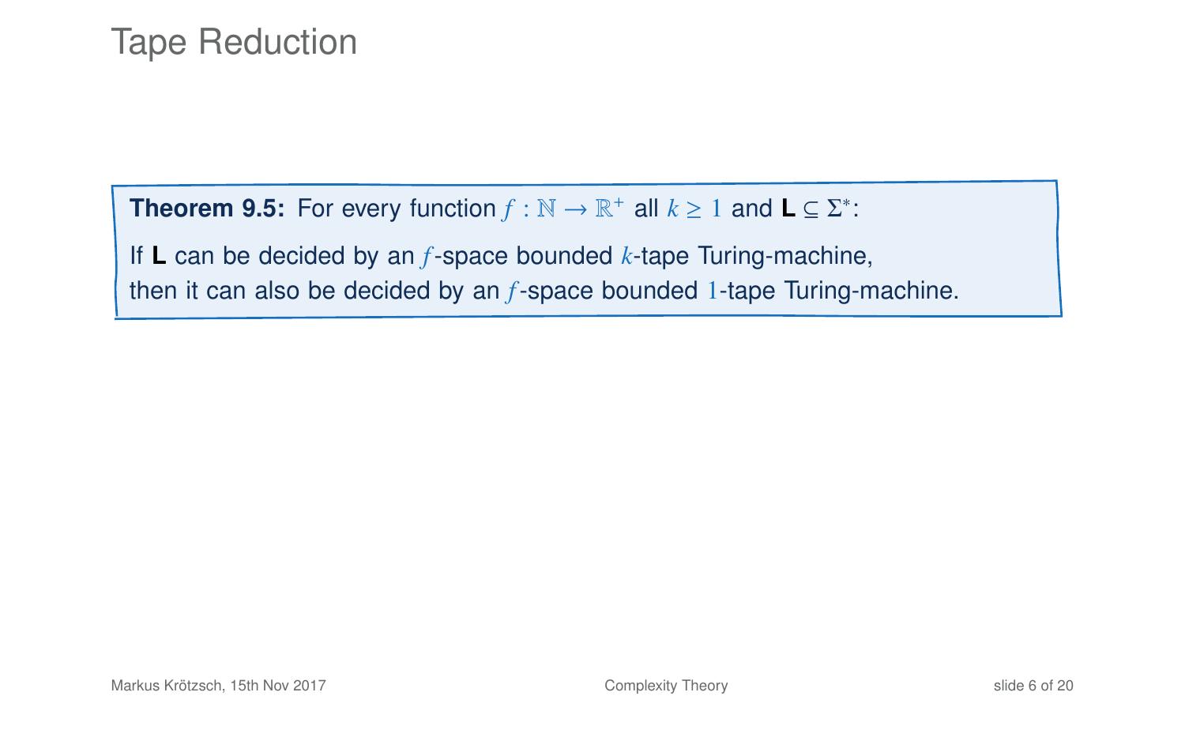# Tape Reduction

**Theorem 9.5:** For every function $f : \mathbb{N} \to \mathbb{R}^+$ all $k \geq 1$ and **L** $\subseteq \Sigma^*$:

If **L** can be decided by an $f$-space bounded $k$-tape Turing-machine,
then it can also be decided by an $f$-space bounded $1$-tape Turing-machine.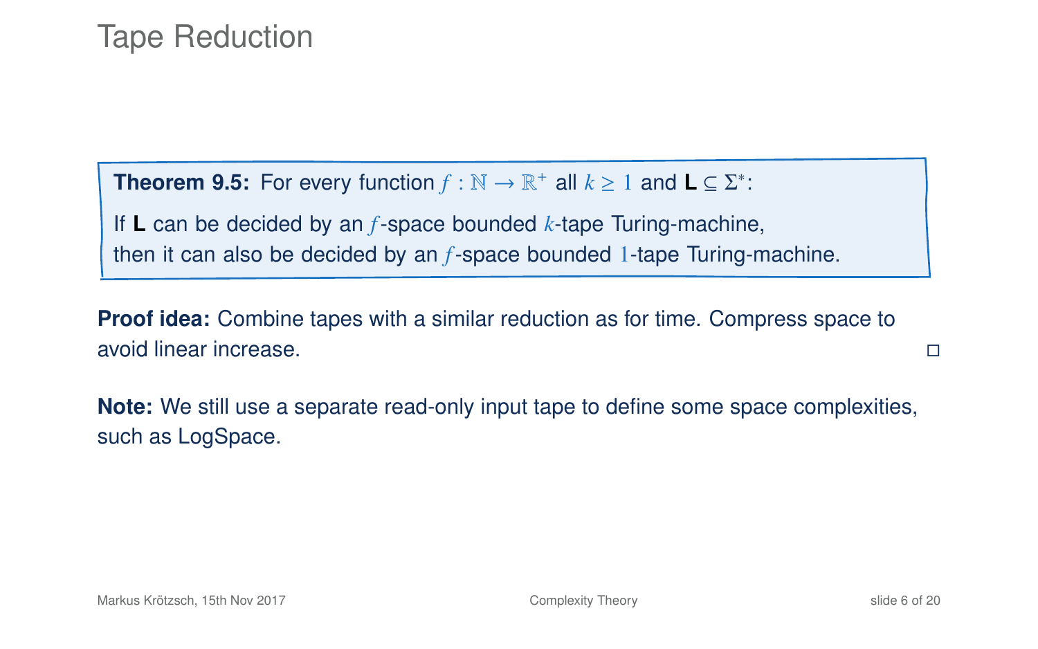# Tape Reduction

**Theorem 9.5:** For every function $f : \mathbb{N} \to \mathbb{R}^+$ all $k \geq 1$ and $\mathbf{L} \subseteq \Sigma^*$:

If $\mathbf{L}$ can be decided by an $f$-space bounded $k$-tape Turing-machine, then it can also be decided by an $f$-space bounded $1$-tape Turing-machine.

**Proof idea:** Combine tapes with a similar reduction as for time. Compress space to avoid linear increase. □

**Note:** We still use a separate read-only input tape to define some space complexities, such as LogSpace.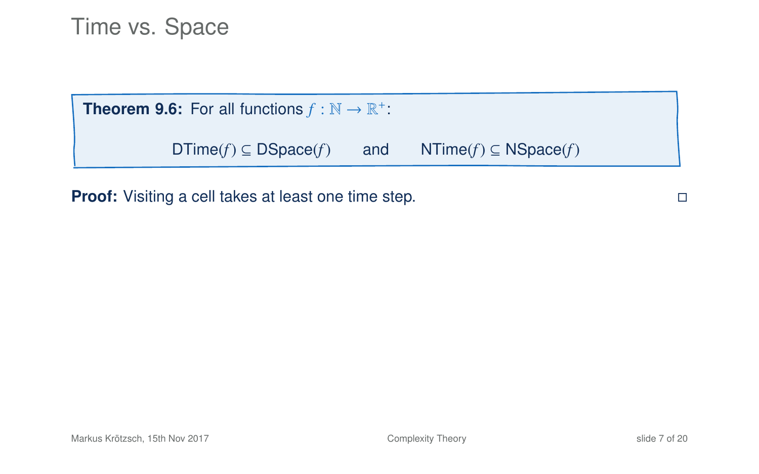# Time vs. Space

**Theorem 9.6:** For all functions $f : \mathbb{N} \to \mathbb{R}^+$:

$$\mathsf{DTime}(f) \subseteq \mathsf{DSpace}(f) \qquad \text{and} \qquad \mathsf{NTime}(f) \subseteq \mathsf{NSpace}(f)$$

**Proof:** Visiting a cell takes at least one time step. □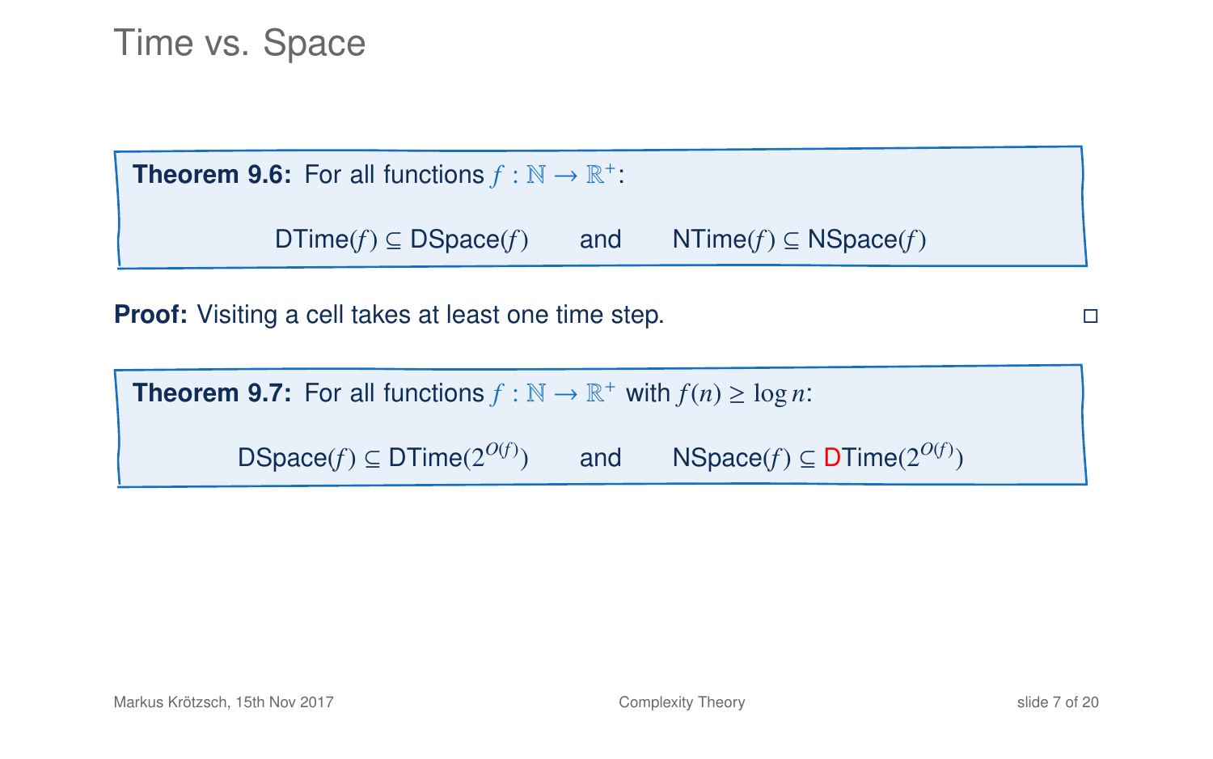# Time vs. Space

**Theorem 9.6:** For all functions $f : \mathbb{N} \to \mathbb{R}^+$:

$$\mathsf{DTime}(f) \subseteq \mathsf{DSpace}(f) \qquad \text{and} \qquad \mathsf{NTime}(f) \subseteq \mathsf{NSpace}(f)$$

**Proof:** Visiting a cell takes at least one time step. □

**Theorem 9.7:** For all functions $f : \mathbb{N} \to \mathbb{R}^+$ with $f(n) \geq \log n$:

$$\mathsf{DSpace}(f) \subseteq \mathsf{DTime}(2^{O(f)}) \qquad \text{and} \qquad \mathsf{NSpace}(f) \subseteq \mathsf{DTime}(2^{O(f)})$$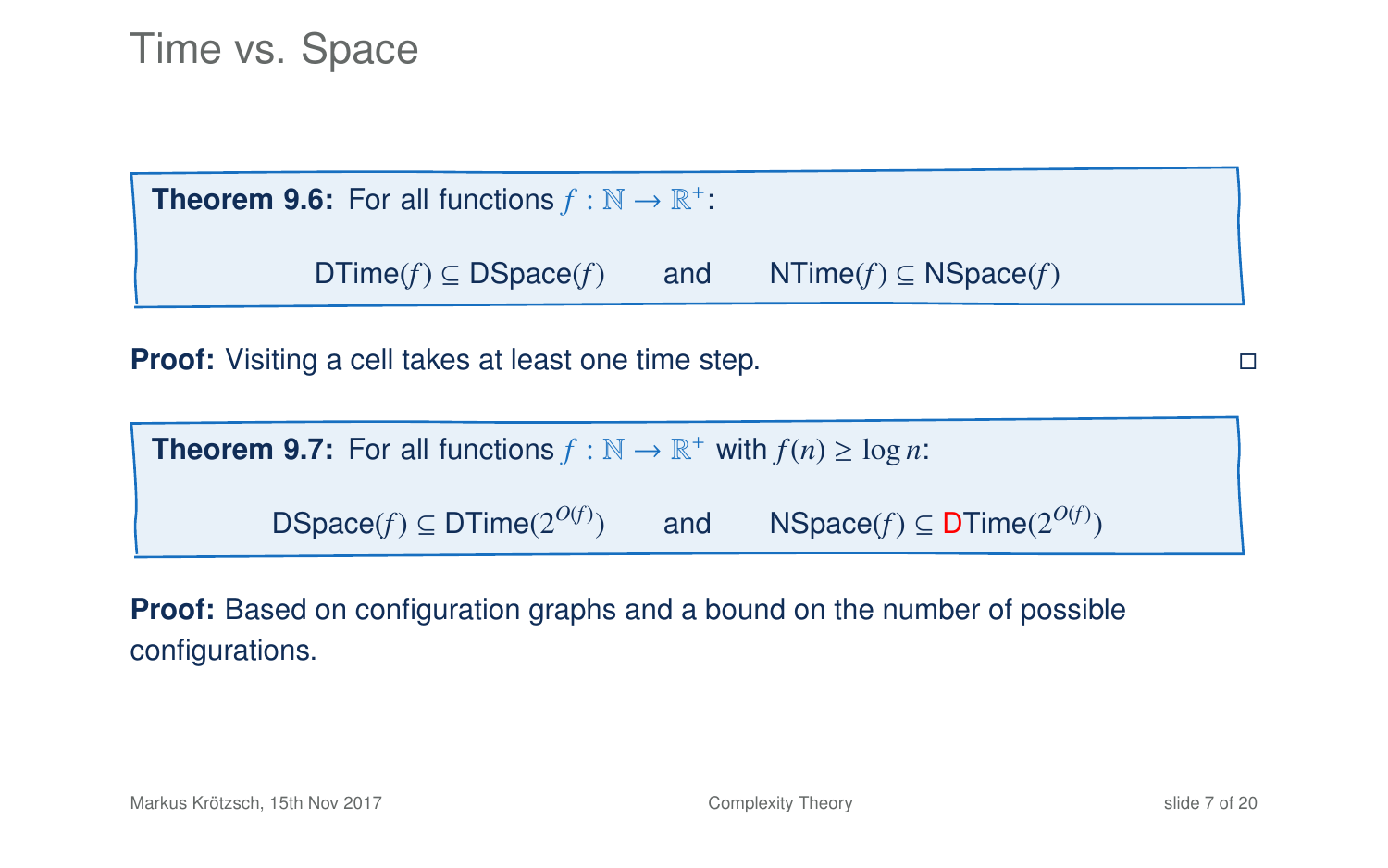# Time vs. Space

**Theorem 9.6:** For all functions $f : \mathbb{N} \to \mathbb{R}^+$:

$$\text{DTime}(f) \subseteq \text{DSpace}(f) \qquad \text{and} \qquad \text{NTime}(f) \subseteq \text{NSpace}(f)$$

**Proof:** Visiting a cell takes at least one time step. □

**Theorem 9.7:** For all functions $f : \mathbb{N} \to \mathbb{R}^+$ with $f(n) \geq \log n$:

$$\text{DSpace}(f) \subseteq \text{DTime}(2^{O(f)}) \qquad \text{and} \qquad \text{NSpace}(f) \subseteq \text{DTime}(2^{O(f)})$$

**Proof:** Based on configuration graphs and a bound on the number of possible configurations.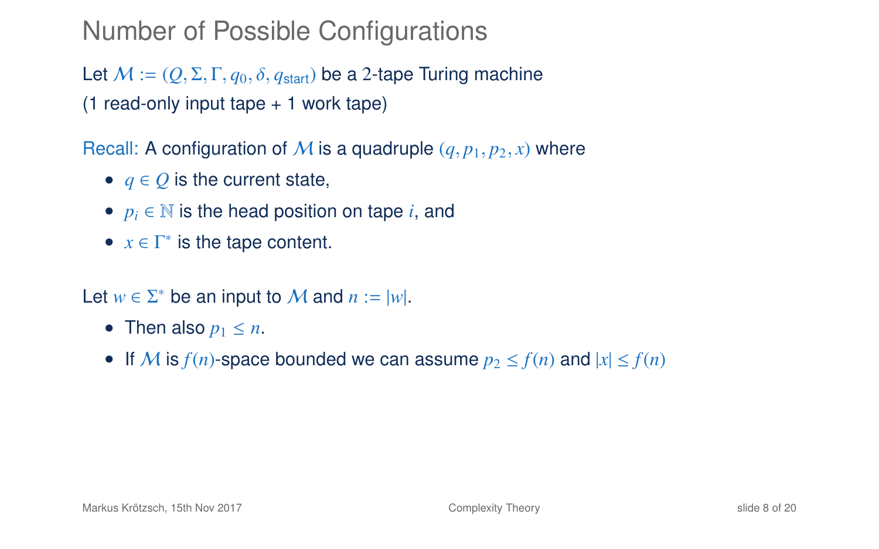# Number of Possible Configurations

Let $\mathcal{M} := (Q, \Sigma, \Gamma, q_0, \delta, q_{\text{start}})$ be a 2-tape Turing machine
(1 read-only input tape + 1 work tape)

Recall: A configuration of $\mathcal{M}$ is a quadruple $(q, p_1, p_2, x)$ where

- $q \in Q$ is the current state,
- $p_i \in \mathbb{N}$ is the head position on tape $i$, and
- $x \in \Gamma^*$ is the tape content.

Let $w \in \Sigma^*$ be an input to $\mathcal{M}$ and $n := |w|$.

- Then also $p_1 \leq n$.
- If $\mathcal{M}$ is $f(n)$-space bounded we can assume $p_2 \leq f(n)$ and $|x| \leq f(n)$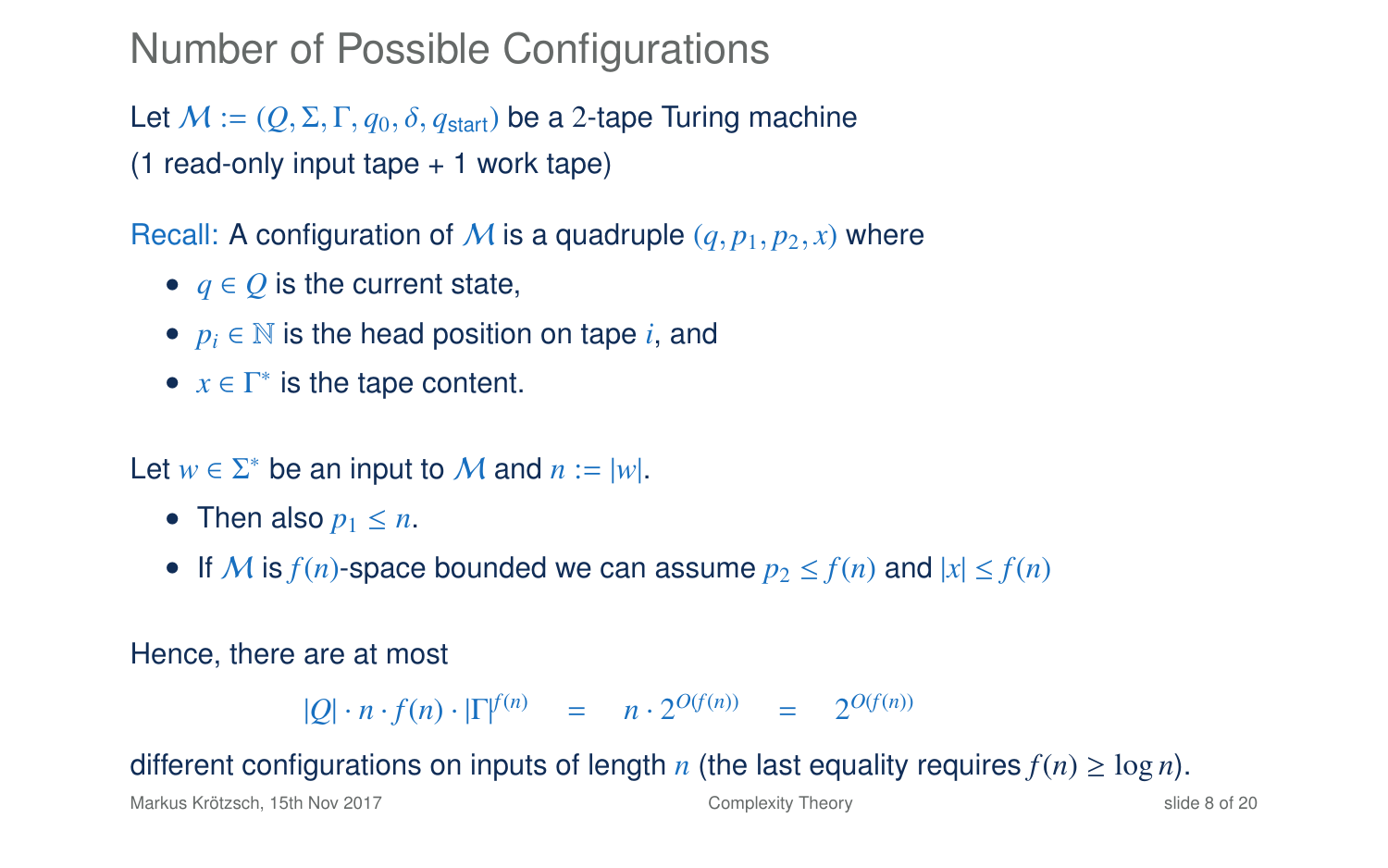# Number of Possible Configurations

Let $\mathcal{M} := (Q, \Sigma, \Gamma, q_0, \delta, q_{\text{start}})$ be a 2-tape Turing machine
(1 read-only input tape + 1 work tape)

Recall: A configuration of $\mathcal{M}$ is a quadruple $(q, p_1, p_2, x)$ where

- $q \in Q$ is the current state,
- $p_i \in \mathbb{N}$ is the head position on tape $i$, and
- $x \in \Gamma^*$ is the tape content.

Let $w \in \Sigma^*$ be an input to $\mathcal{M}$ and $n := |w|$.

- Then also $p_1 \leq n$.
- If $\mathcal{M}$ is $f(n)$-space bounded we can assume $p_2 \leq f(n)$ and $|x| \leq f(n)$

Hence, there are at most

$$|Q| \cdot n \cdot f(n) \cdot |\Gamma|^{f(n)} \quad = \quad n \cdot 2^{O(f(n))} \quad = \quad 2^{O(f(n))}$$

different configurations on inputs of length $n$ (the last equality requires $f(n) \geq \log n$).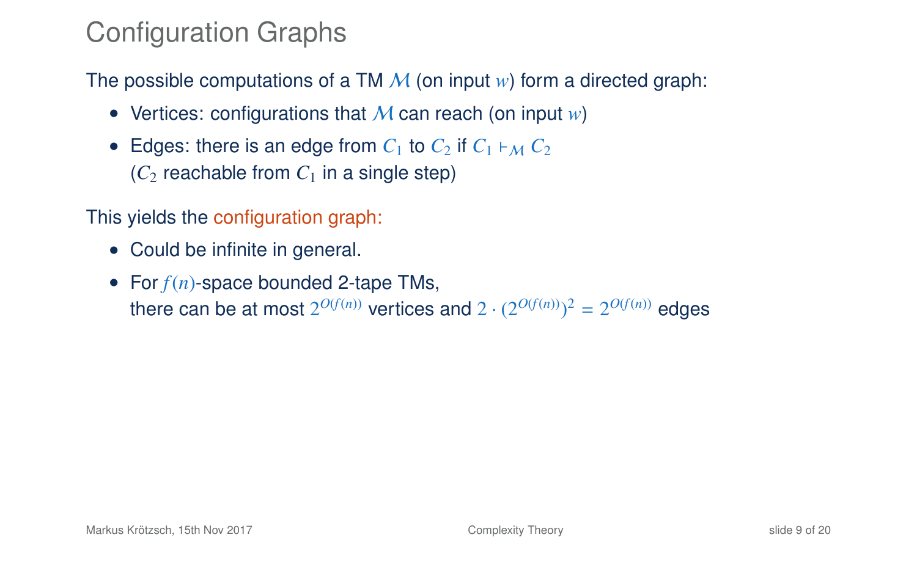# Configuration Graphs

The possible computations of a TM $\mathcal{M}$ (on input $w$) form a directed graph:

- Vertices: configurations that $\mathcal{M}$ can reach (on input $w$)
- Edges: there is an edge from $C_1$ to $C_2$ if $C_1 \vdash_{\mathcal{M}} C_2$ ($C_2$ reachable from $C_1$ in a single step)

This yields the configuration graph:

- Could be infinite in general.
- For $f(n)$-space bounded 2-tape TMs, there can be at most $2^{O(f(n))}$ vertices and $2 \cdot (2^{O(f(n))})^2 = 2^{O(f(n))}$ edges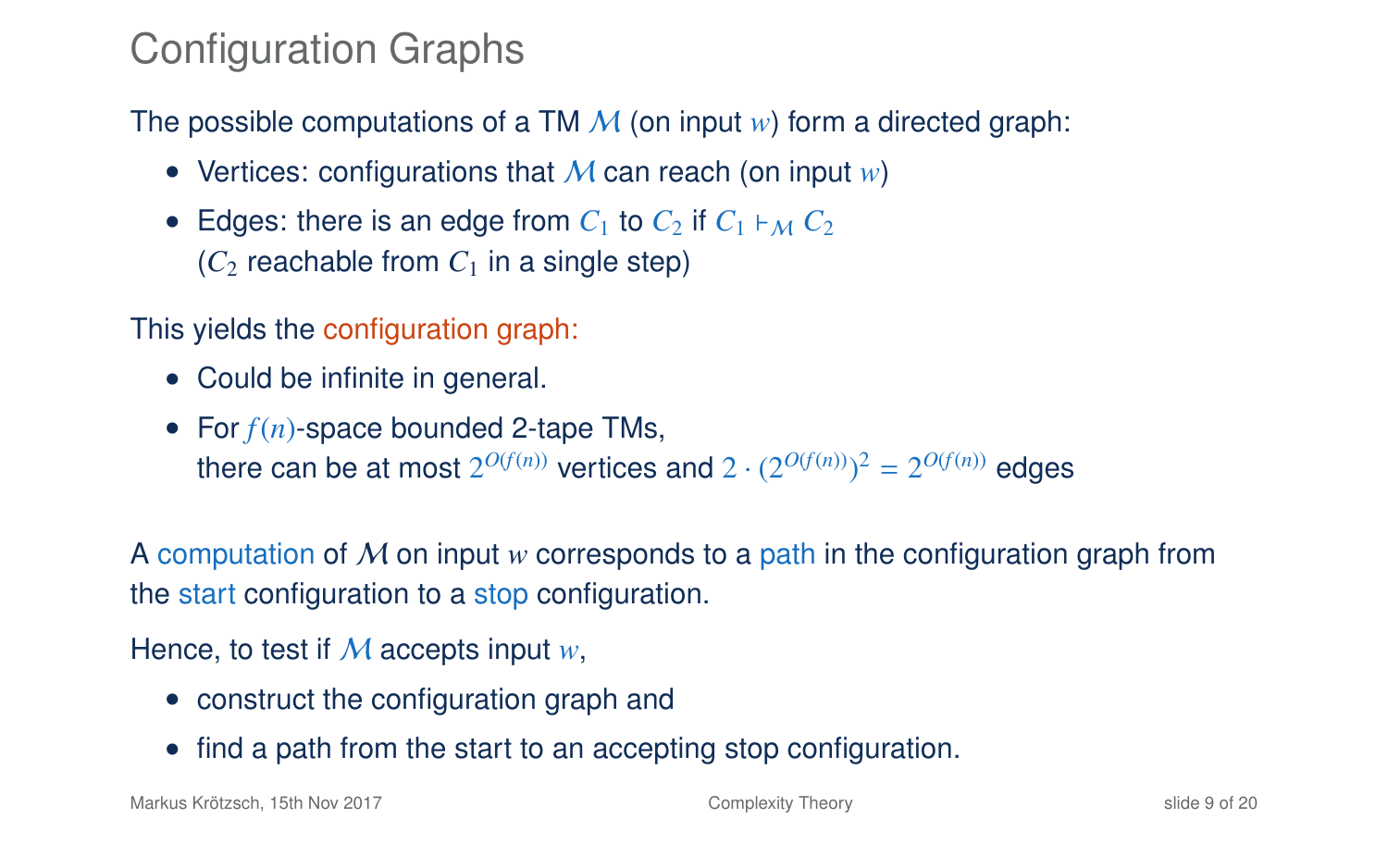# Configuration Graphs

The possible computations of a TM $\mathcal{M}$ (on input $w$) form a directed graph:

- Vertices: configurations that $\mathcal{M}$ can reach (on input $w$)
- Edges: there is an edge from $C_1$ to $C_2$ if $C_1 \vdash_{\mathcal{M}} C_2$
  ($C_2$ reachable from $C_1$ in a single step)

This yields the configuration graph:

- Could be infinite in general.
- For $f(n)$-space bounded 2-tape TMs,
  there can be at most $2^{O(f(n))}$ vertices and $2 \cdot (2^{O(f(n))})^2 = 2^{O(f(n))}$ edges

A computation of $\mathcal{M}$ on input $w$ corresponds to a path in the configuration graph from the start configuration to a stop configuration.

Hence, to test if $\mathcal{M}$ accepts input $w$,

- construct the configuration graph and
- find a path from the start to an accepting stop configuration.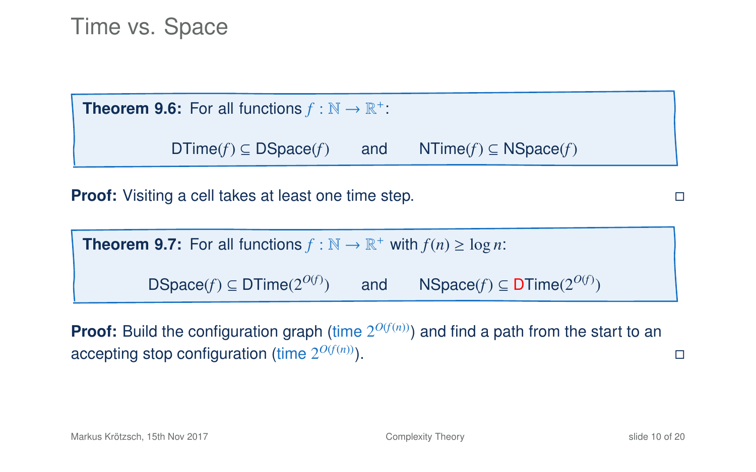# Time vs. Space

**Theorem 9.6:** For all functions $f : \mathbb{N} \to \mathbb{R}^+$:

$$\mathsf{DTime}(f) \subseteq \mathsf{DSpace}(f) \qquad \text{and} \qquad \mathsf{NTime}(f) \subseteq \mathsf{NSpace}(f)$$

**Proof:** Visiting a cell takes at least one time step. □

**Theorem 9.7:** For all functions $f : \mathbb{N} \to \mathbb{R}^+$ with $f(n) \geq \log n$:

$$\mathsf{DSpace}(f) \subseteq \mathsf{DTime}(2^{O(f)}) \qquad \text{and} \qquad \mathsf{NSpace}(f) \subseteq \mathsf{DTime}(2^{O(f)})$$

**Proof:** Build the configuration graph (time $2^{O(f(n))}$) and find a path from the start to an accepting stop configuration (time $2^{O(f(n))}$). □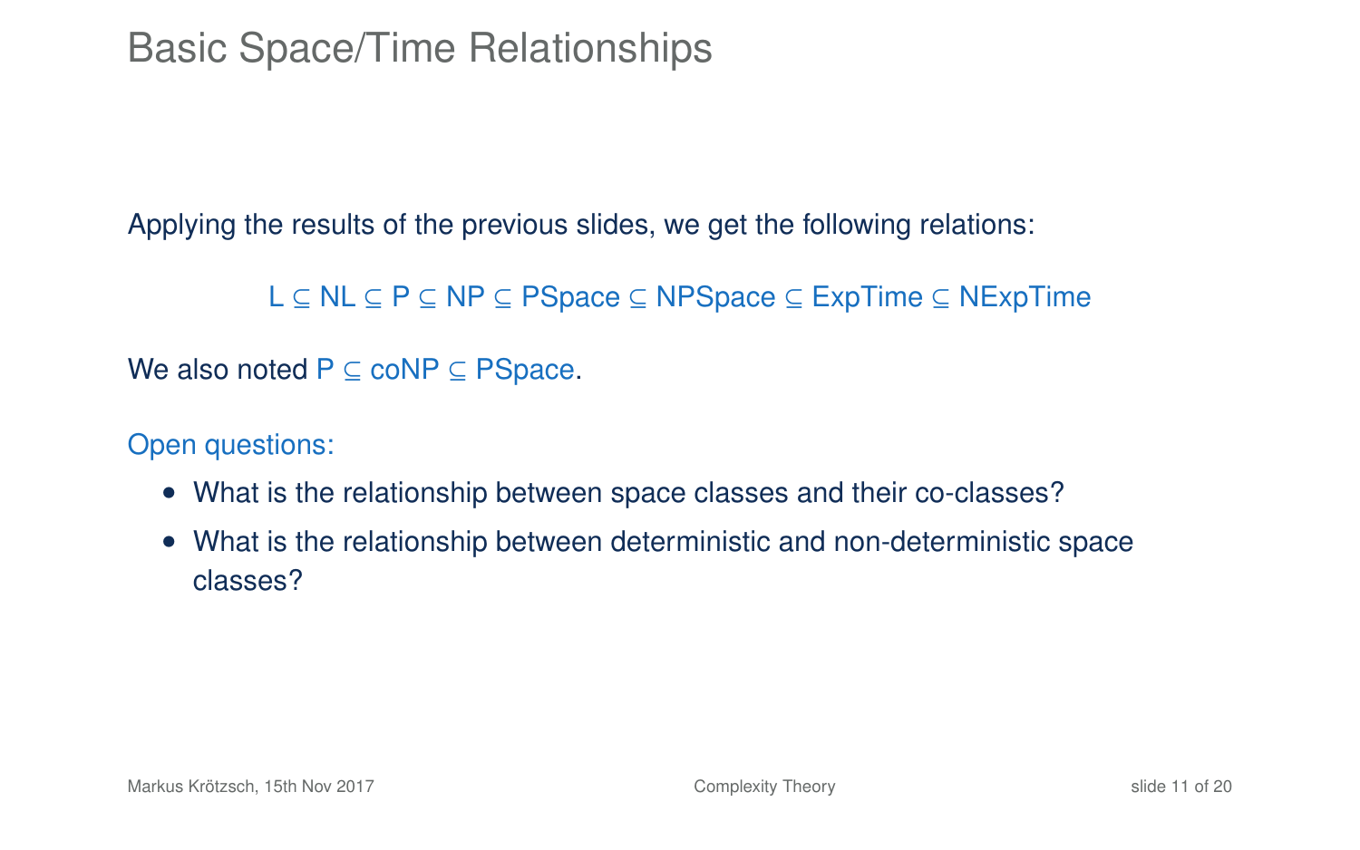# Basic Space/Time Relationships

Applying the results of the previous slides, we get the following relations:

$$\mathsf{L} \subseteq \mathsf{NL} \subseteq \mathsf{P} \subseteq \mathsf{NP} \subseteq \mathsf{PSpace} \subseteq \mathsf{NPSpace} \subseteq \mathsf{ExpTime} \subseteq \mathsf{NExpTime}$$

We also noted $\mathsf{P} \subseteq \mathsf{coNP} \subseteq \mathsf{PSpace}$.

Open questions:

- What is the relationship between space classes and their co-classes?
- What is the relationship between deterministic and non-deterministic space classes?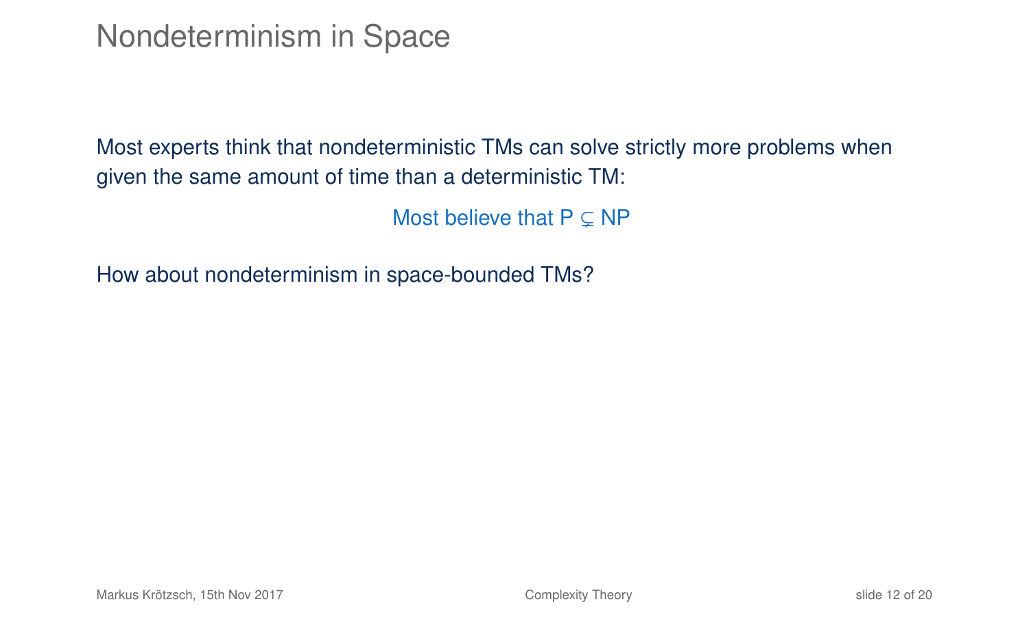# Nondeterminism in Space

Most experts think that nondeterministic TMs can solve strictly more problems when given the same amount of time than a deterministic TM:

Most believe that $\mathsf{P} \subsetneq \mathsf{NP}$

How about nondeterminism in space-bounded TMs?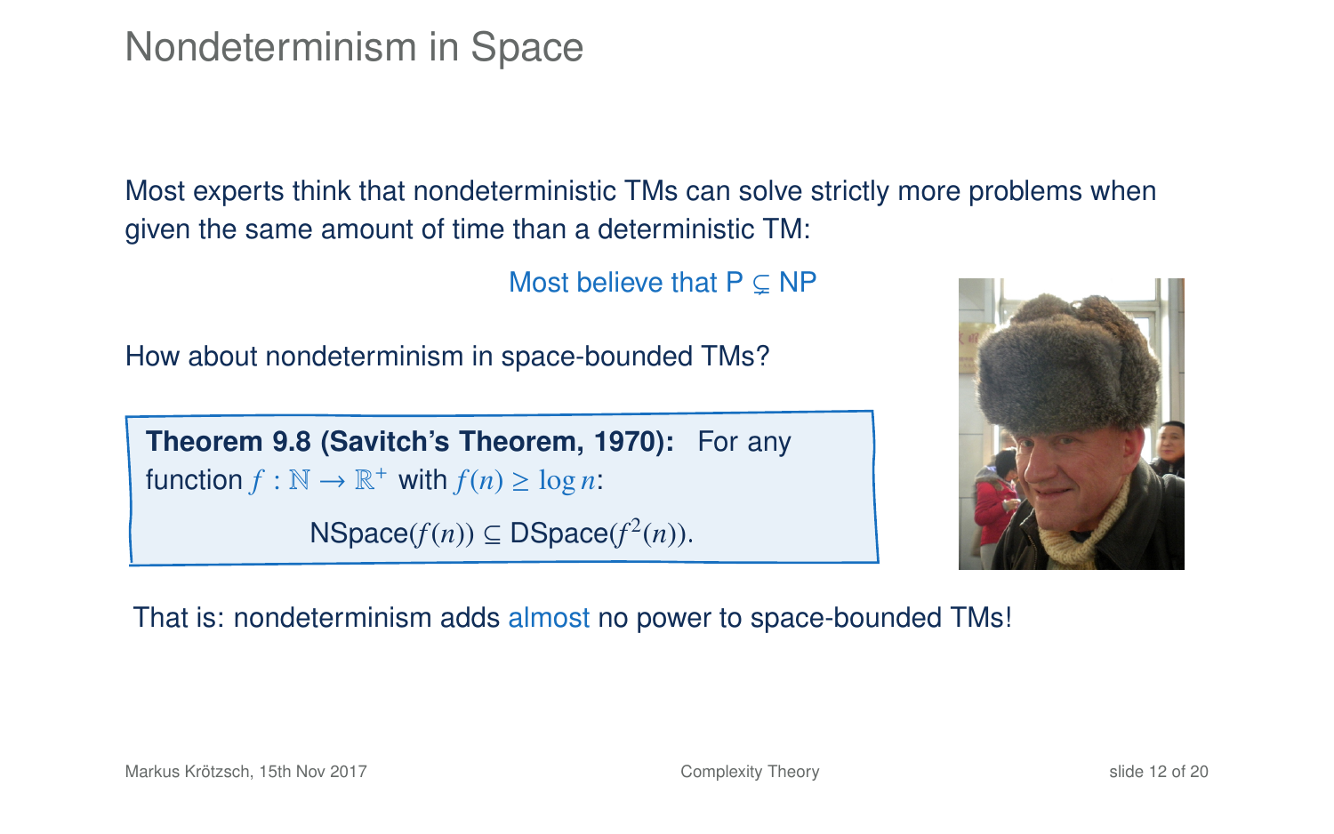# Nondeterminism in Space

Most experts think that nondeterministic TMs can solve strictly more problems when given the same amount of time than a deterministic TM:

Most believe that $\mathsf{P} \subsetneq \mathsf{NP}$

How about nondeterminism in space-bounded TMs?

**Theorem 9.8 (Savitch's Theorem, 1970):** For any function $f : \mathbb{N} \to \mathbb{R}^+$ with $f(n) \geq \log n$:

$$\text{NSpace}(f(n)) \subseteq \text{DSpace}(f^2(n)).$$

That is: nondeterminism adds almost no power to space-bounded TMs!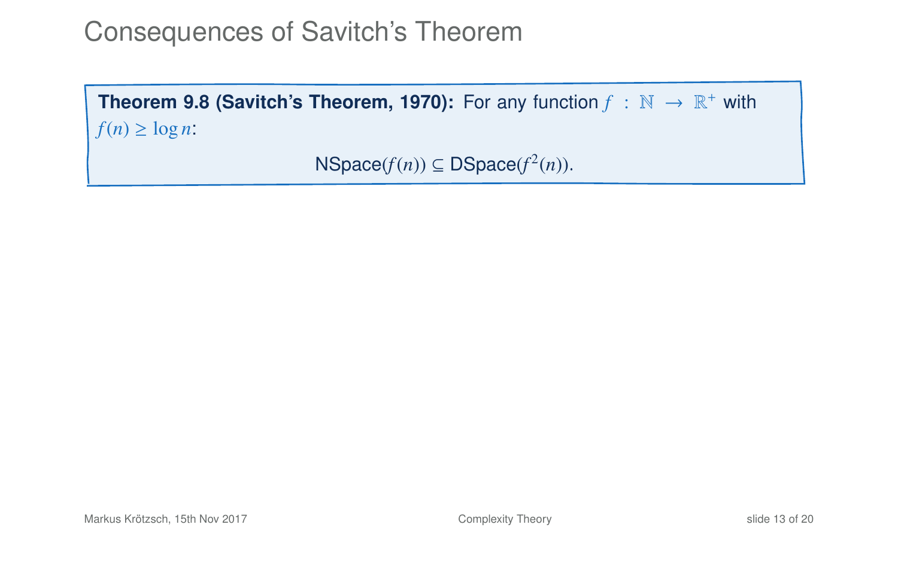# Consequences of Savitch's Theorem

**Theorem 9.8 (Savitch's Theorem, 1970):** For any function $f : \mathbb{N} \to \mathbb{R}^+$ with $f(n) \geq \log n$:

$$\text{NSpace}(f(n)) \subseteq \text{DSpace}(f^2(n)).$$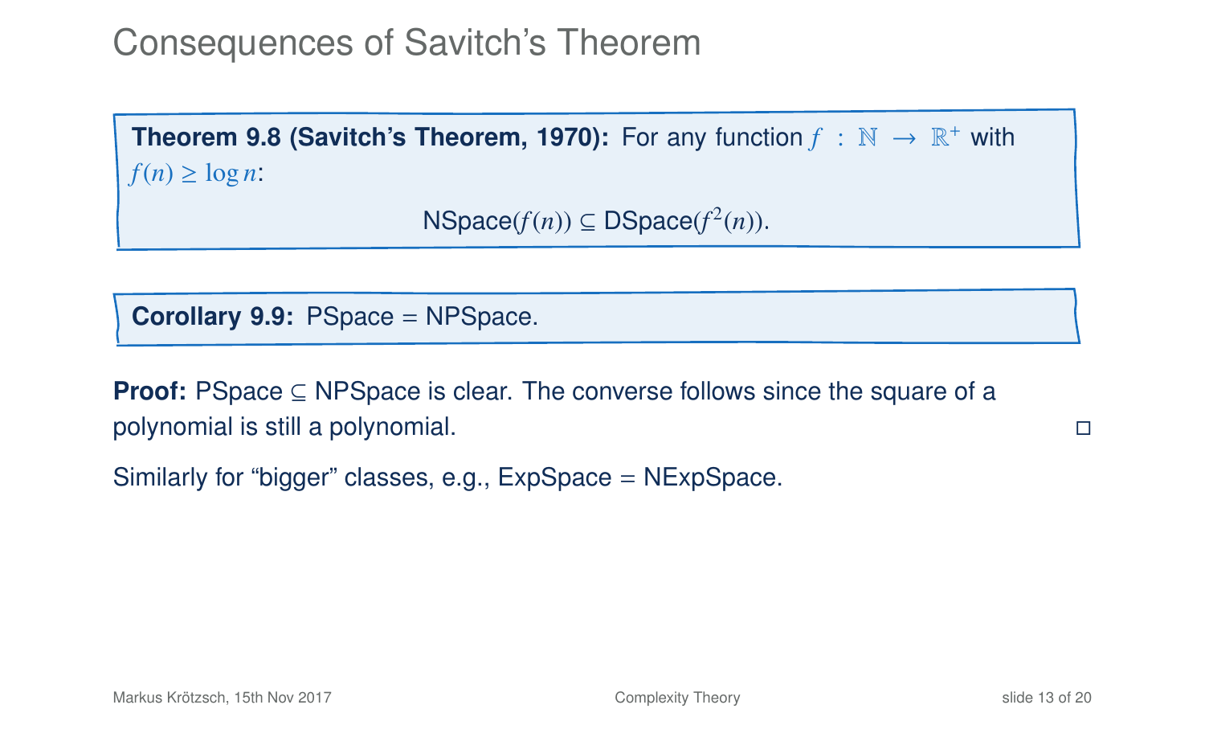# Consequences of Savitch's Theorem

**Theorem 9.8 (Savitch's Theorem, 1970):** For any function $f : \mathbb{N} \to \mathbb{R}^+$ with $f(n) \geq \log n$:

$$\text{NSpace}(f(n)) \subseteq \text{DSpace}(f^2(n)).$$

**Corollary 9.9:** PSpace = NPSpace.

**Proof:** PSpace ⊆ NPSpace is clear. The converse follows since the square of a polynomial is still a polynomial. □

Similarly for "bigger" classes, e.g., ExpSpace = NExpSpace.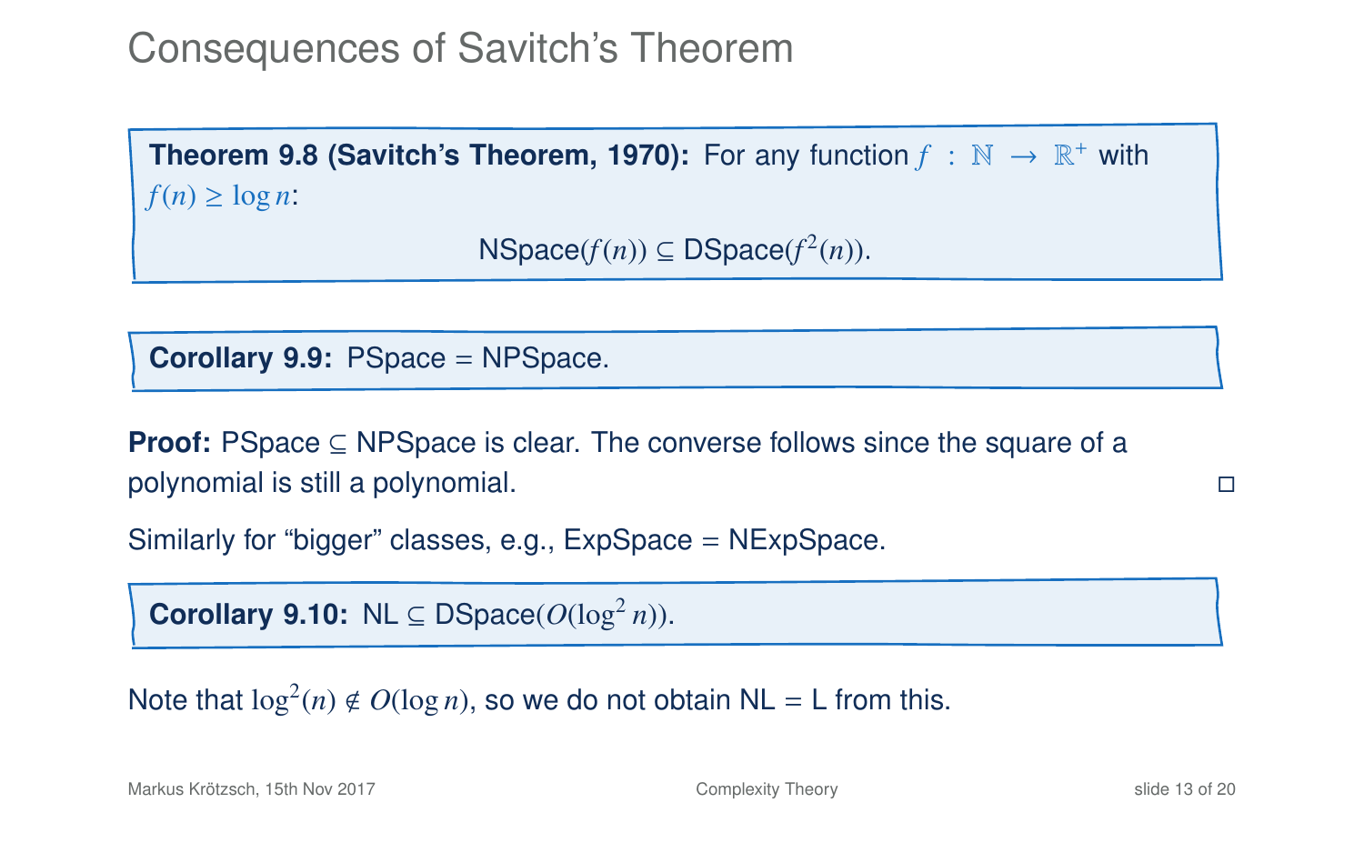# Consequences of Savitch's Theorem

**Theorem 9.8 (Savitch's Theorem, 1970):** For any function $f : \mathbb{N} \to \mathbb{R}^+$ with $f(n) \geq \log n$:

$$\text{NSpace}(f(n)) \subseteq \text{DSpace}(f^2(n)).$$

**Corollary 9.9:** PSpace = NPSpace.

**Proof:** PSpace $\subseteq$ NPSpace is clear. The converse follows since the square of a polynomial is still a polynomial. □

Similarly for "bigger" classes, e.g., ExpSpace = NExpSpace.

**Corollary 9.10:** NL $\subseteq$ DSpace($O(\log^2 n)$).

Note that $\log^2(n) \notin O(\log n)$, so we do not obtain NL = L from this.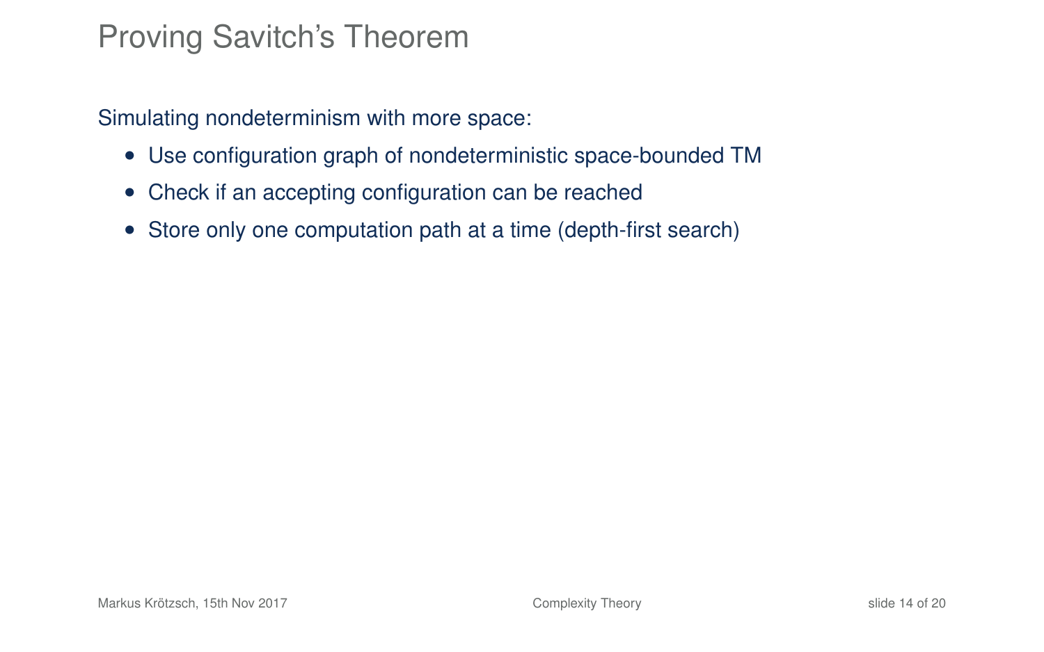# Proving Savitch's Theorem

Simulating nondeterminism with more space:

- Use configuration graph of nondeterministic space-bounded TM
- Check if an accepting configuration can be reached
- Store only one computation path at a time (depth-first search)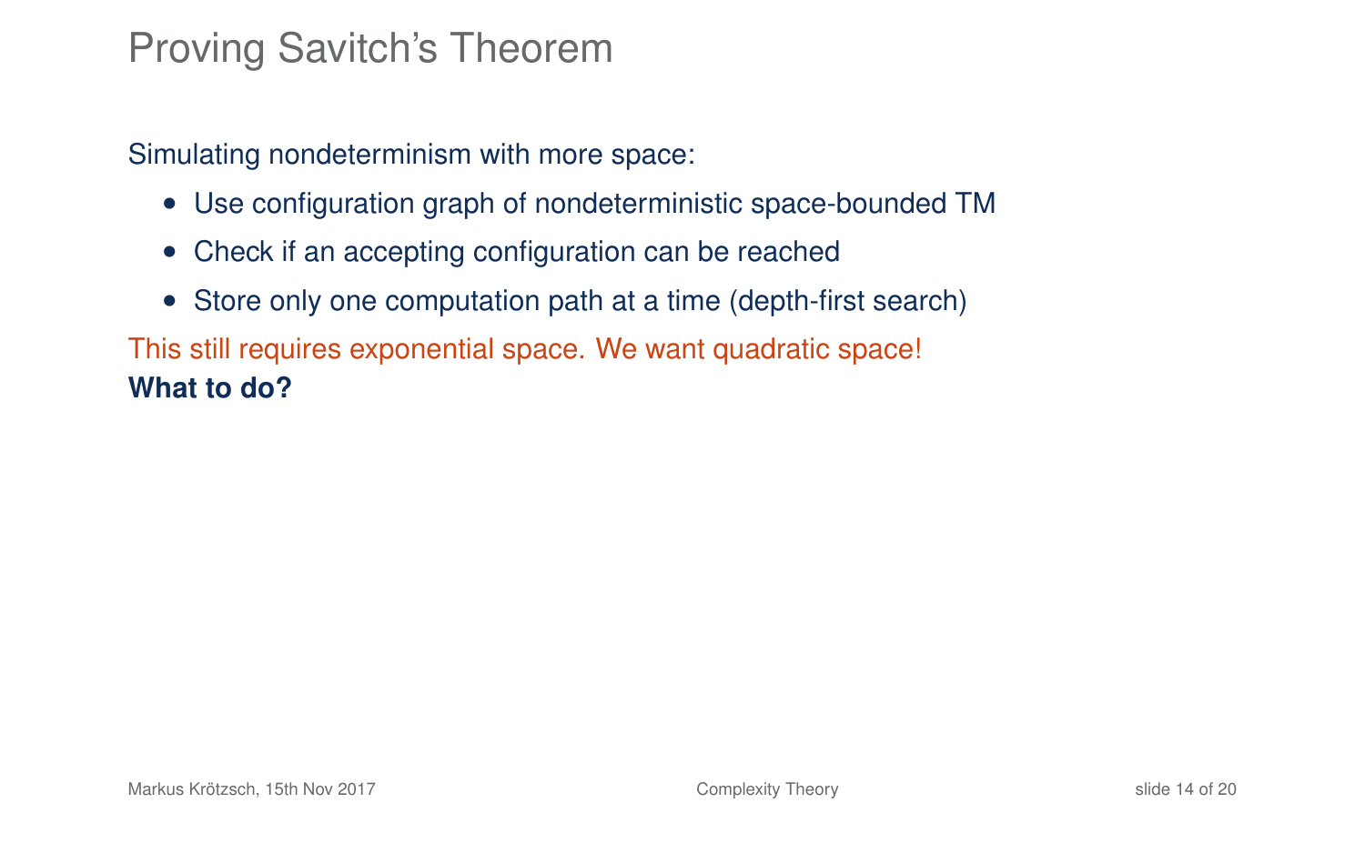# Proving Savitch's Theorem

Simulating nondeterminism with more space:

- Use configuration graph of nondeterministic space-bounded TM
- Check if an accepting configuration can be reached
- Store only one computation path at a time (depth-first search)

This still requires exponential space. We want quadratic space!

**What to do?**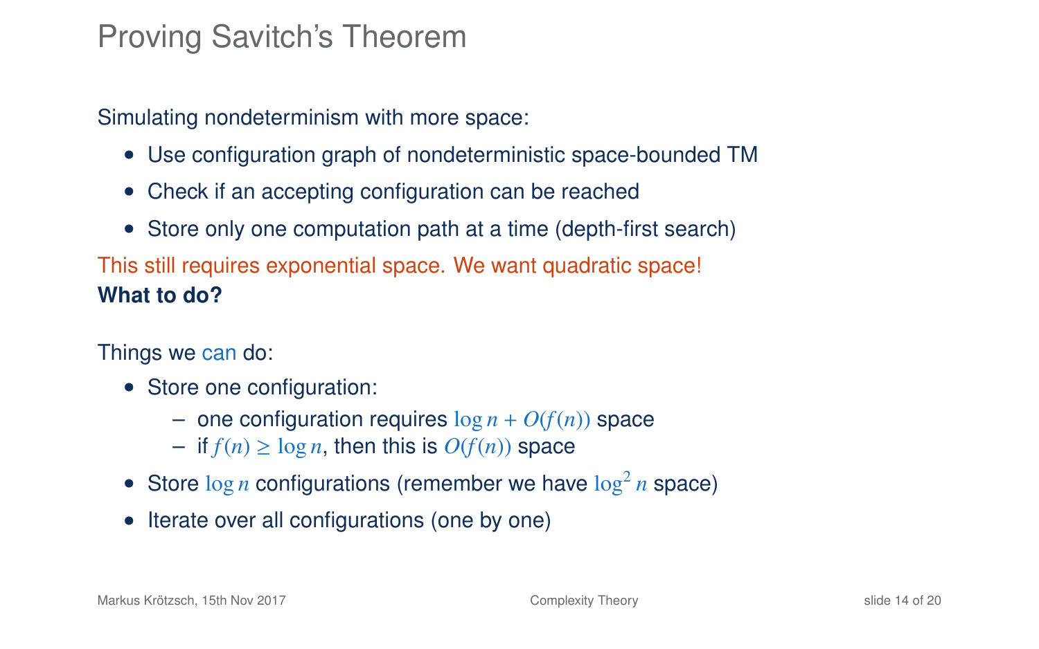# Proving Savitch's Theorem

Simulating nondeterminism with more space:

- Use configuration graph of nondeterministic space-bounded TM
- Check if an accepting configuration can be reached
- Store only one computation path at a time (depth-first search)

This still requires exponential space. We want quadratic space!

**What to do?**

Things we can do:

- Store one configuration:
  - one configuration requires $\log n + O(f(n))$ space
  - if $f(n) \geq \log n$, then this is $O(f(n))$ space
- Store $\log n$ configurations (remember we have $\log^2 n$ space)
- Iterate over all configurations (one by one)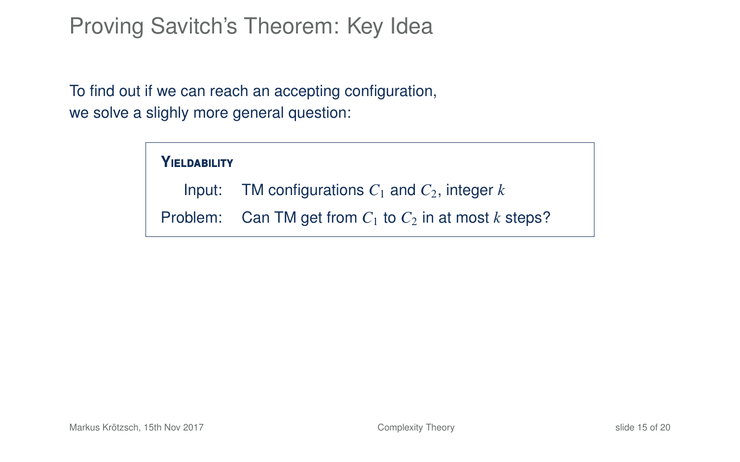# Proving Savitch's Theorem: Key Idea

To find out if we can reach an accepting configuration,
we solve a slighly more general question:

> **YIELDABILITY**
>
> Input: TM configurations $C_1$ and $C_2$, integer $k$
>
> Problem: Can TM get from $C_1$ to $C_2$ in at most $k$ steps?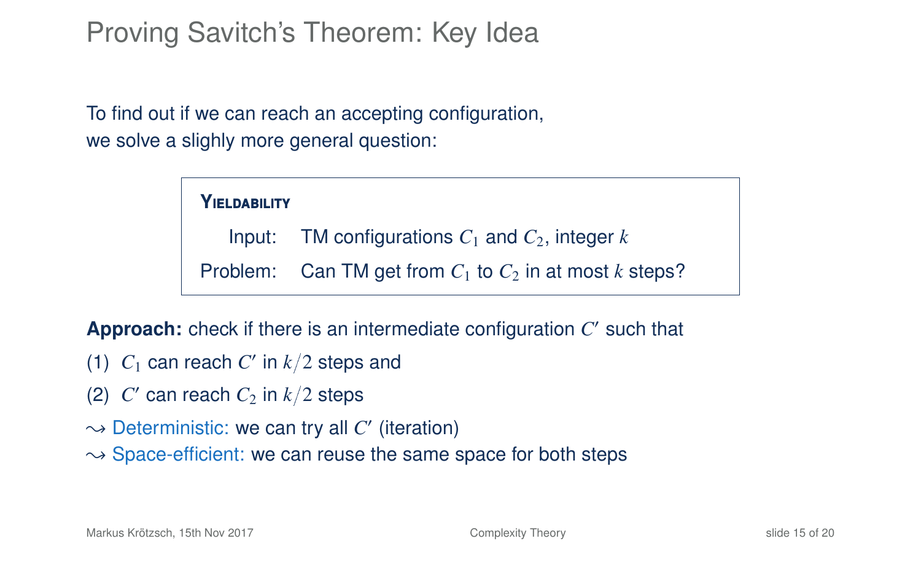# Proving Savitch's Theorem: Key Idea

To find out if we can reach an accepting configuration,
we solve a slighly more general question:

> **YIELDABILITY**
>
> Input: TM configurations $C_1$ and $C_2$, integer $k$
>
> Problem: Can TM get from $C_1$ to $C_2$ in at most $k$ steps?

**Approach:** check if there is an intermediate configuration $C'$ such that

(1) $C_1$ can reach $C'$ in $k/2$ steps and

(2) $C'$ can reach $C_2$ in $k/2$ steps

$\leadsto$ Deterministic: we can try all $C'$ (iteration)

$\leadsto$ Space-efficient: we can reuse the same space for both steps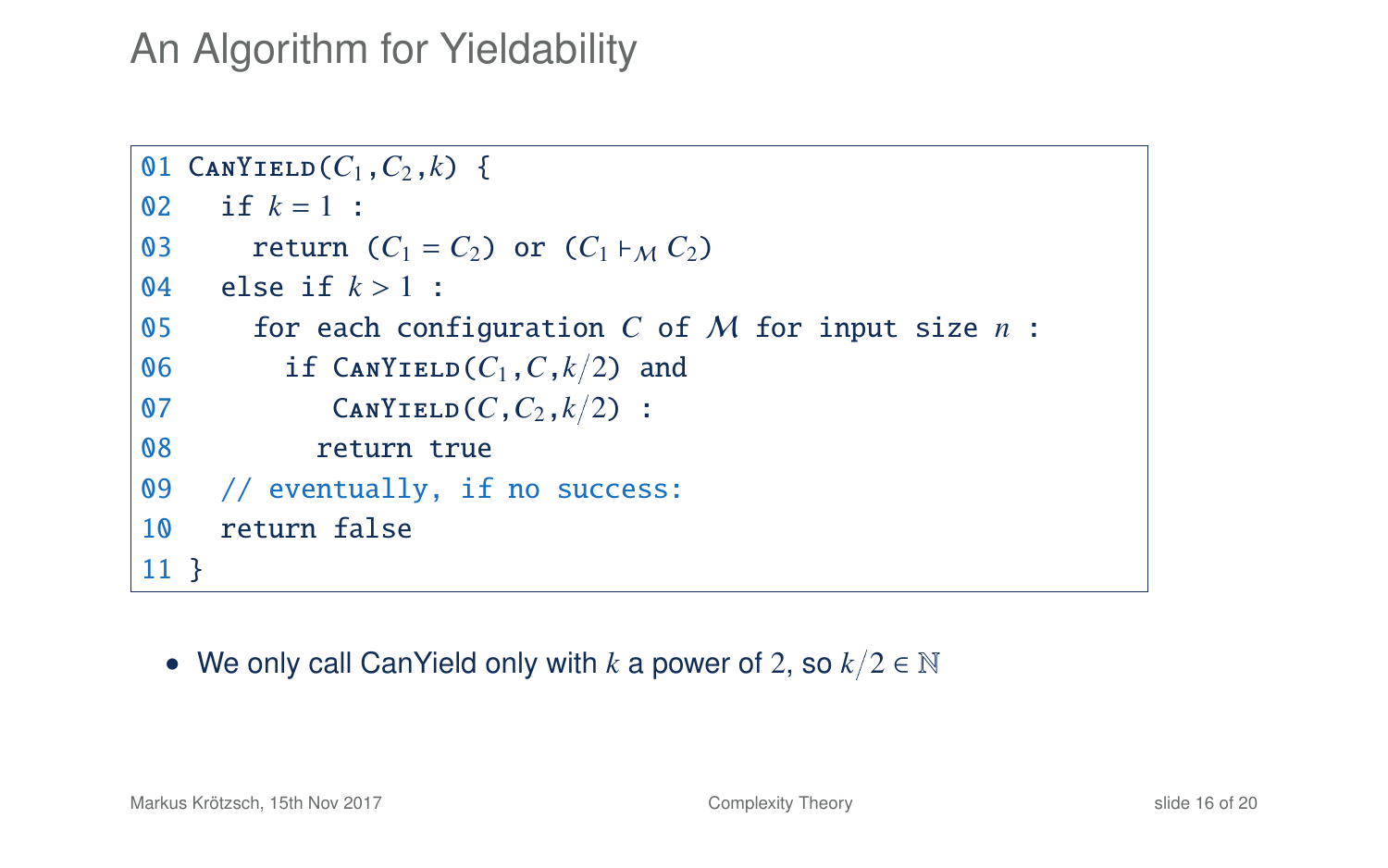# An Algorithm for Yieldability

```
01 CanYield(C1,C2,k) {
02   if k = 1 :
03     return (C1 = C2) or (C1 ⊢_M C2)
04   else if k > 1 :
05     for each configuration C of M for input size n :
06       if CanYield(C1,C,k/2) and
07          CanYield(C,C2,k/2) :
08         return true
09   // eventually, if no success:
10   return false
11 }
```

- We only call CanYield only with $k$ a power of 2, so $k/2 \in \mathbb{N}$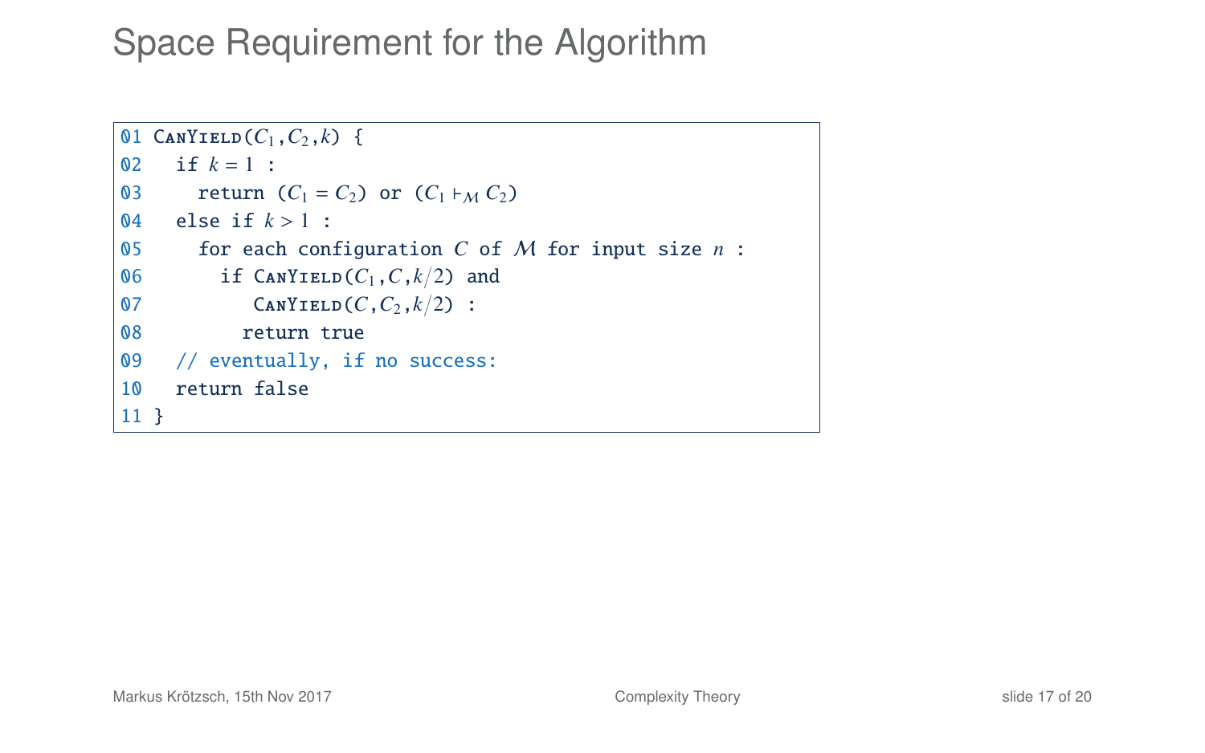# Space Requirement for the Algorithm

```
01 CanYield(C1,C2,k) {
02   if k = 1 :
03     return (C1 = C2) or (C1 ⊢M C2)
04   else if k > 1 :
05     for each configuration C of M for input size n :
06       if CanYield(C1,C,k/2) and
07          CanYield(C,C2,k/2) :
08         return true
09   // eventually, if no success:
10   return false
11 }
```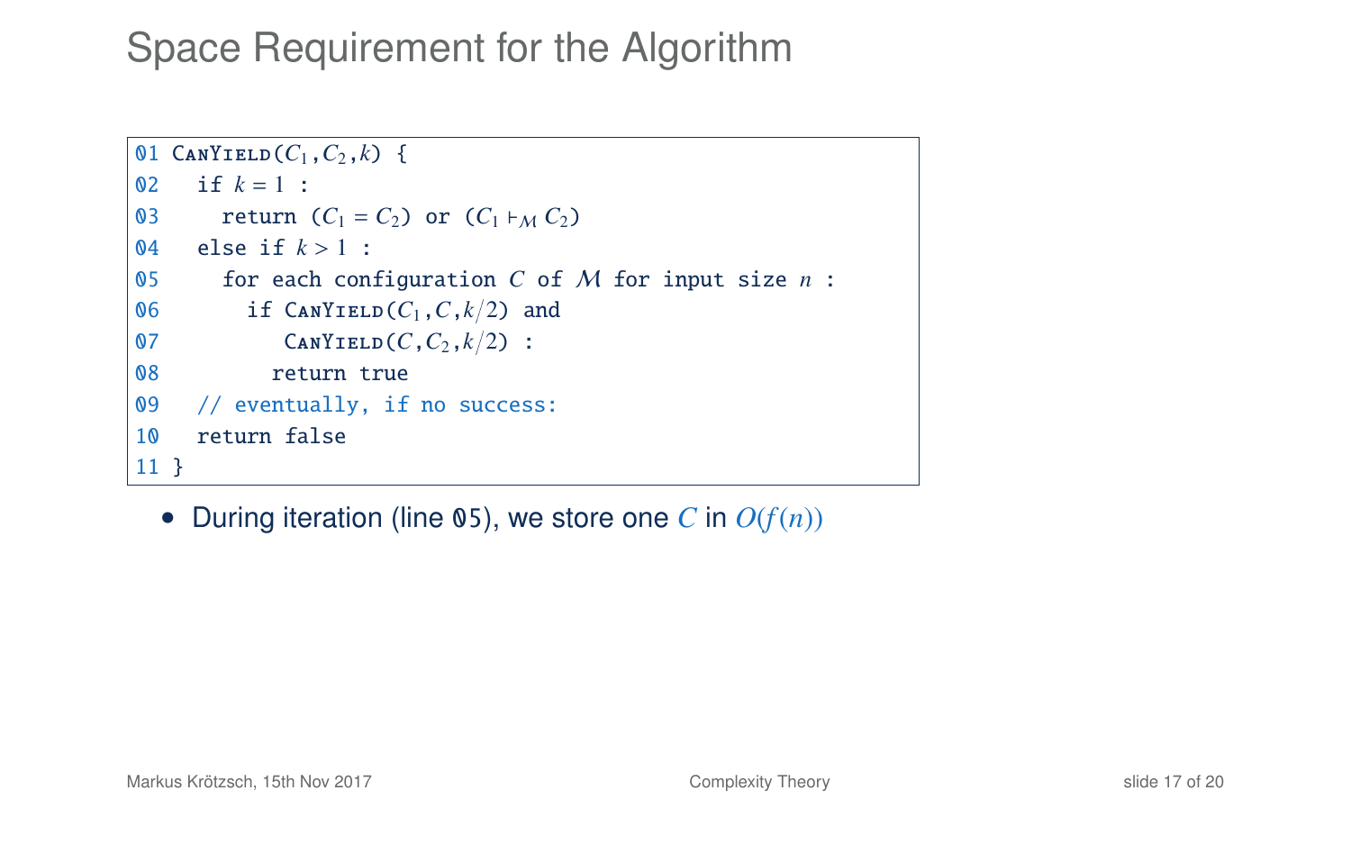# Space Requirement for the Algorithm

```
01 CanYield(C_1, C_2, k) {
02   if k = 1 :
03     return (C_1 = C_2) or (C_1 ⊢_M C_2)
04   else if k > 1 :
05     for each configuration C of M for input size n :
06       if CanYield(C_1, C, k/2) and
07          CanYield(C, C_2, k/2) :
08         return true
09   // eventually, if no success:
10   return false
11 }
```

- During iteration (line 05), we store one $C$ in $O(f(n))$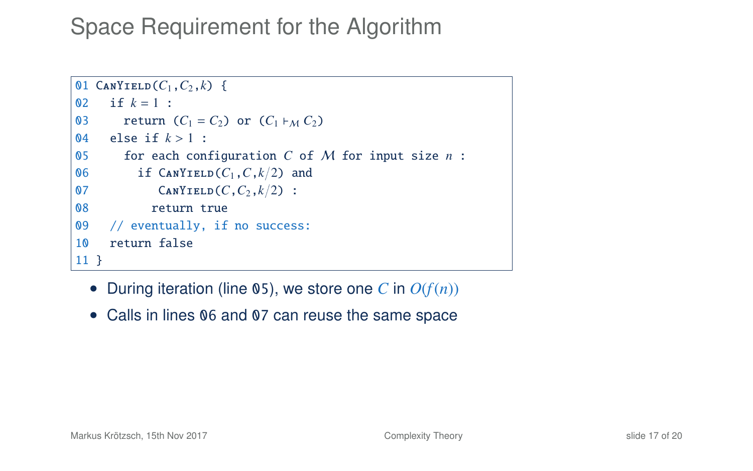# Space Requirement for the Algorithm

```
01 CanYield(C1,C2,k) {
02   if k = 1 :
03     return (C1 = C2) or (C1 ⊢M C2)
04   else if k > 1 :
05     for each configuration C of M for input size n :
06       if CanYield(C1,C,k/2) and
07          CanYield(C,C2,k/2) :
08         return true
09   // eventually, if no success:
10   return false
11 }
```

- During iteration (line 05), we store one $C$ in $O(f(n))$
- Calls in lines 06 and 07 can reuse the same space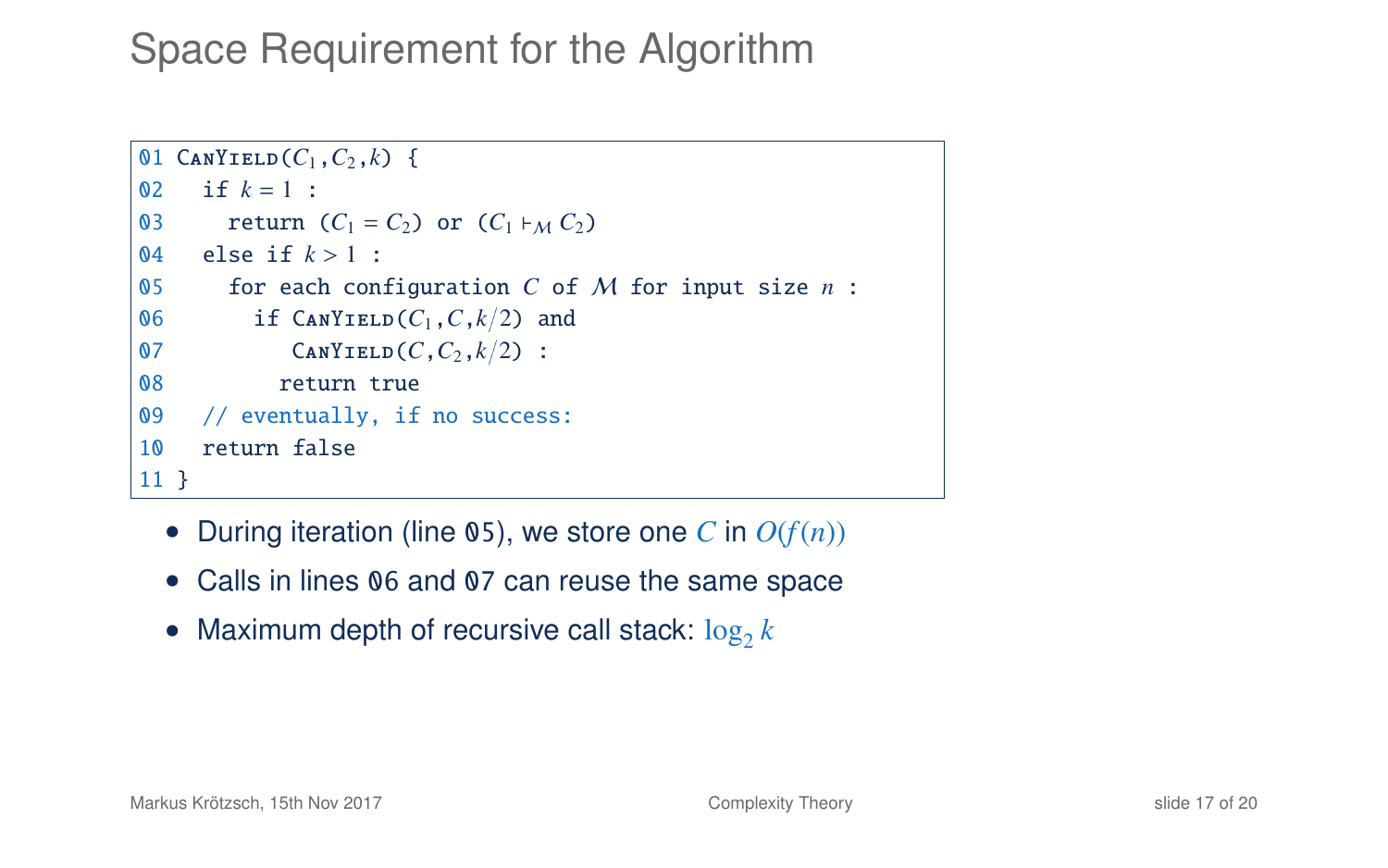# Space Requirement for the Algorithm

```
01 CanYield(C_1, C_2, k) {
02   if k = 1 :
03     return (C_1 = C_2) or (C_1 ⊢_M C_2)
04   else if k > 1 :
05     for each configuration C of M for input size n :
06       if CanYield(C_1, C, k/2) and
07          CanYield(C, C_2, k/2) :
08         return true
09   // eventually, if no success:
10   return false
11 }
```

- During iteration (line 05), we store one $C$ in $O(f(n))$
- Calls in lines 06 and 07 can reuse the same space
- Maximum depth of recursive call stack: $\log_2 k$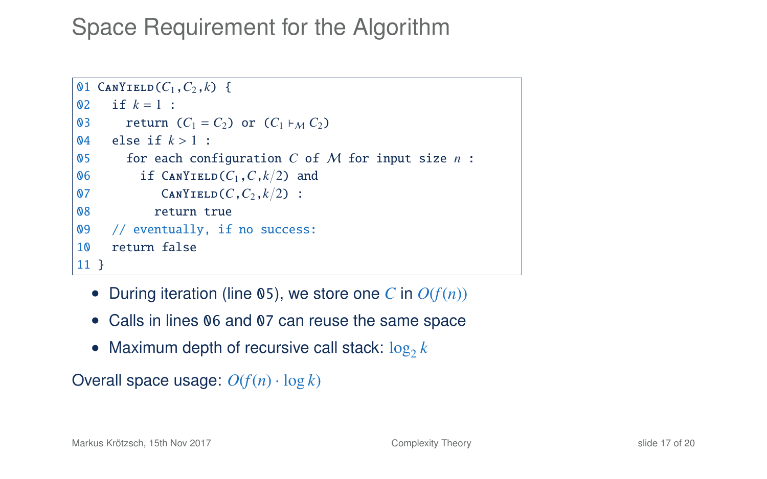# Space Requirement for the Algorithm

```
01 CanYield(C1,C2,k) {
02   if k = 1 :
03     return (C1 = C2) or (C1 ⊢M C2)
04   else if k > 1 :
05     for each configuration C of M for input size n :
06       if CanYield(C1,C,k/2) and
07          CanYield(C,C2,k/2) :
08         return true
09   // eventually, if no success:
10   return false
11 }
```

- During iteration (line 05), we store one $C$ in $O(f(n))$
- Calls in lines 06 and 07 can reuse the same space
- Maximum depth of recursive call stack: $\log_2 k$

Overall space usage: $O(f(n) \cdot \log k)$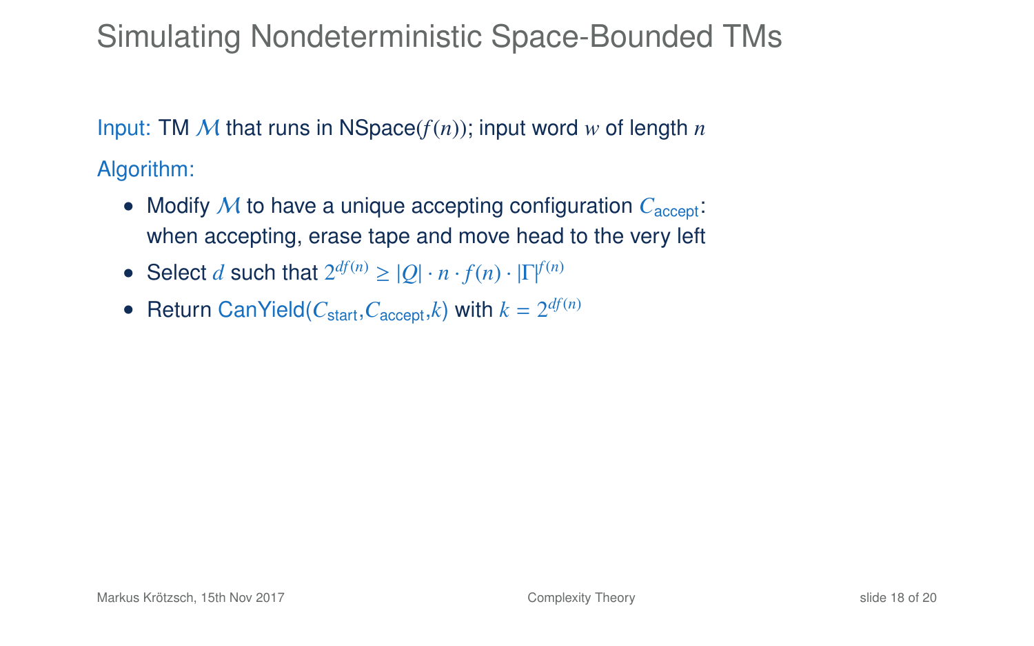# Simulating Nondeterministic Space-Bounded TMs

Input: TM $\mathcal{M}$ that runs in NSpace($f(n)$); input word $w$ of length $n$

Algorithm:

- Modify $\mathcal{M}$ to have a unique accepting configuration $C_{\text{accept}}$: when accepting, erase tape and move head to the very left
- Select $d$ such that $2^{df(n)} \geq |Q| \cdot n \cdot f(n) \cdot |\Gamma|^{f(n)}$
- Return CanYield($C_{\text{start}}$,$C_{\text{accept}}$,$k$) with $k = 2^{df(n)}$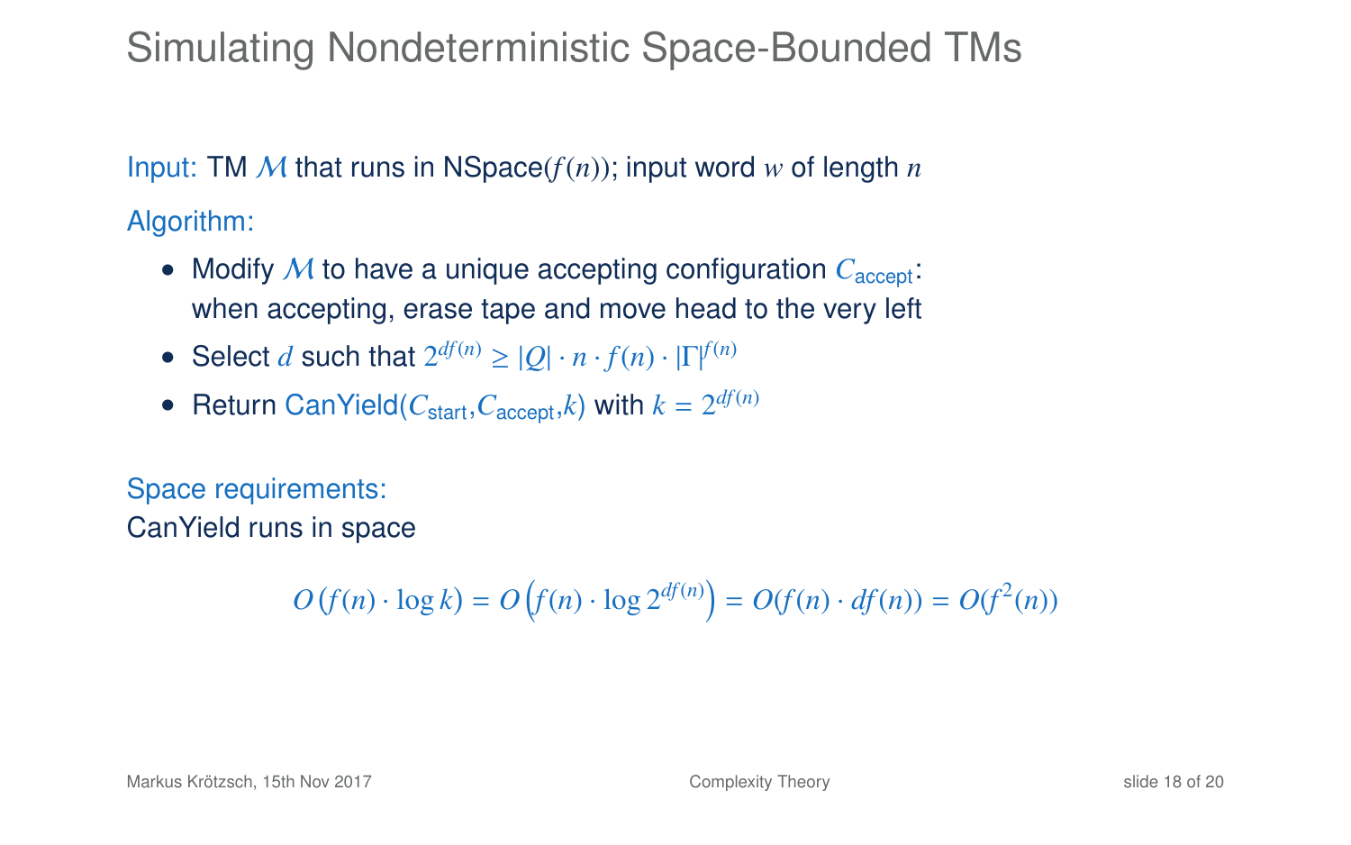# Simulating Nondeterministic Space-Bounded TMs

Input: TM $\mathcal{M}$ that runs in NSpace$(f(n))$; input word $w$ of length $n$

Algorithm:

- Modify $\mathcal{M}$ to have a unique accepting configuration $C_{\text{accept}}$: when accepting, erase tape and move head to the very left
- Select $d$ such that $2^{df(n)} \geq |Q| \cdot n \cdot f(n) \cdot |\Gamma|^{f(n)}$
- Return CanYield($C_{\text{start}}$,$C_{\text{accept}}$,$k$) with $k = 2^{df(n)}$

Space requirements:
CanYield runs in space

$$O\left(f(n) \cdot \log k\right) = O\left(f(n) \cdot \log 2^{df(n)}\right) = O(f(n) \cdot df(n)) = O(f^2(n))$$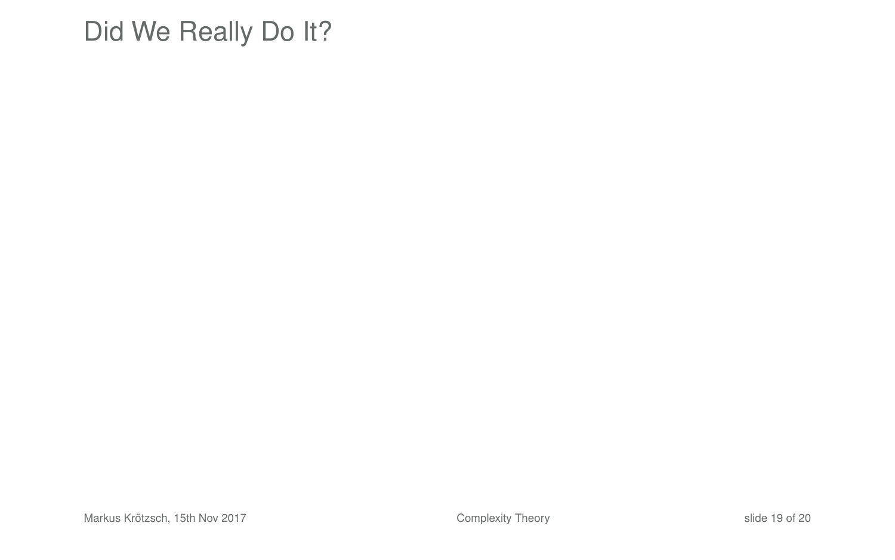# Did We Really Do It?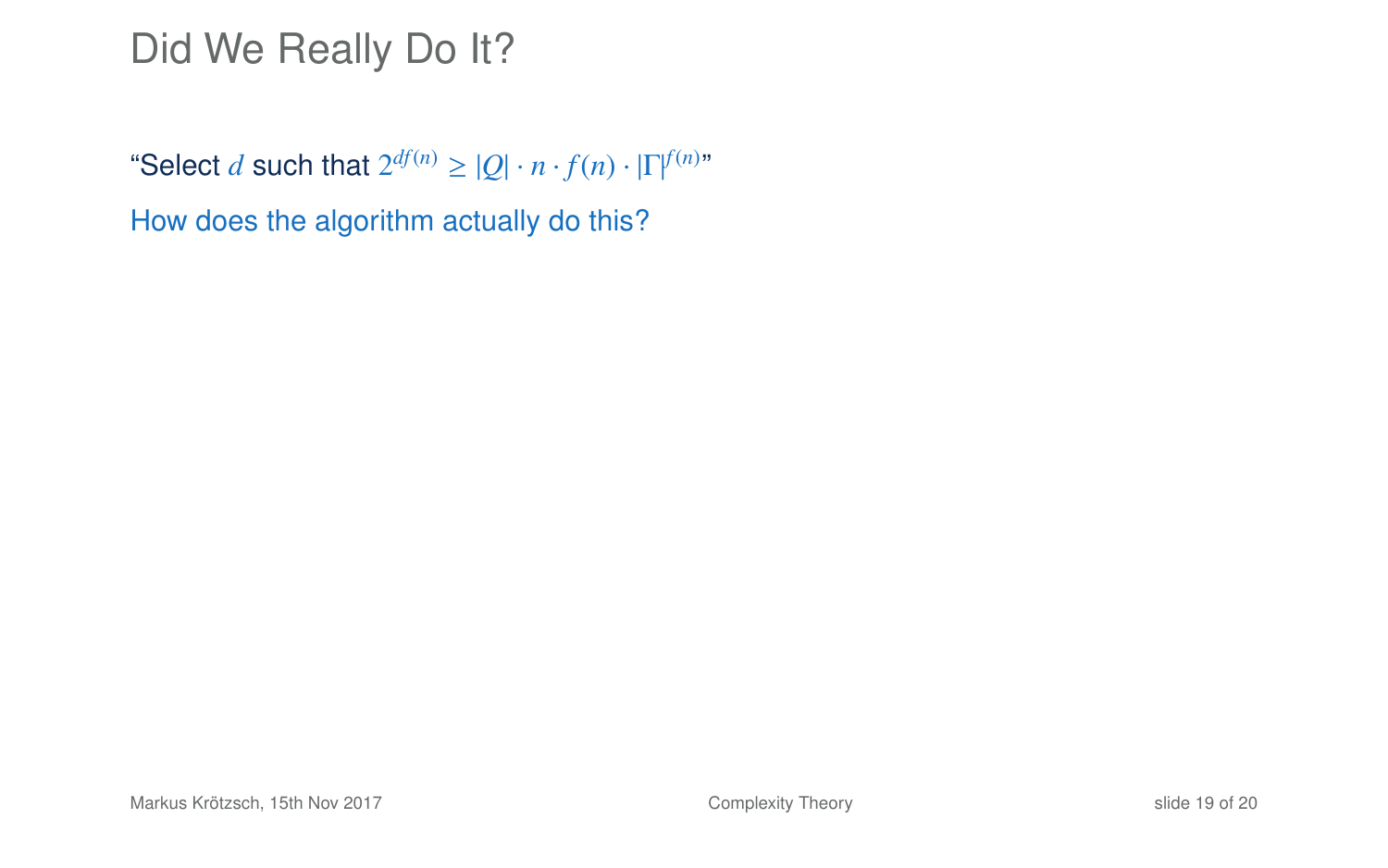# Did We Really Do It?

"Select $d$ such that $2^{df(n)} \geq |Q| \cdot n \cdot f(n) \cdot |\Gamma|^{f(n)}$"

How does the algorithm actually do this?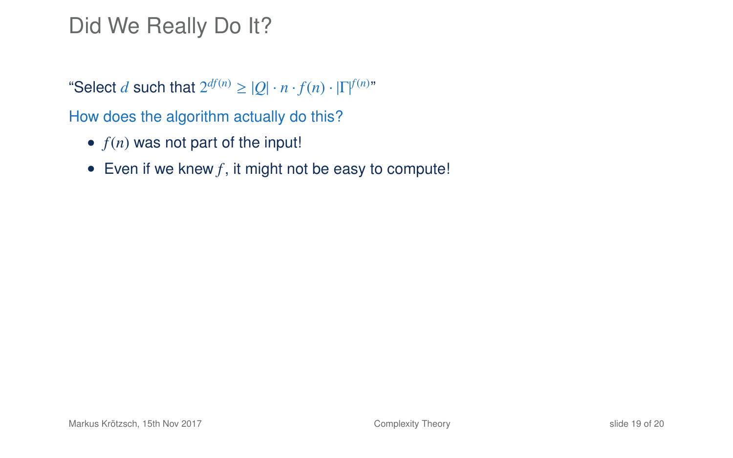# Did We Really Do It?

"Select $d$ such that $2^{df(n)} \geq |Q| \cdot n \cdot f(n) \cdot |\Gamma|^{f(n)}$"

How does the algorithm actually do this?

- $f(n)$ was not part of the input!
- Even if we knew $f$, it might not be easy to compute!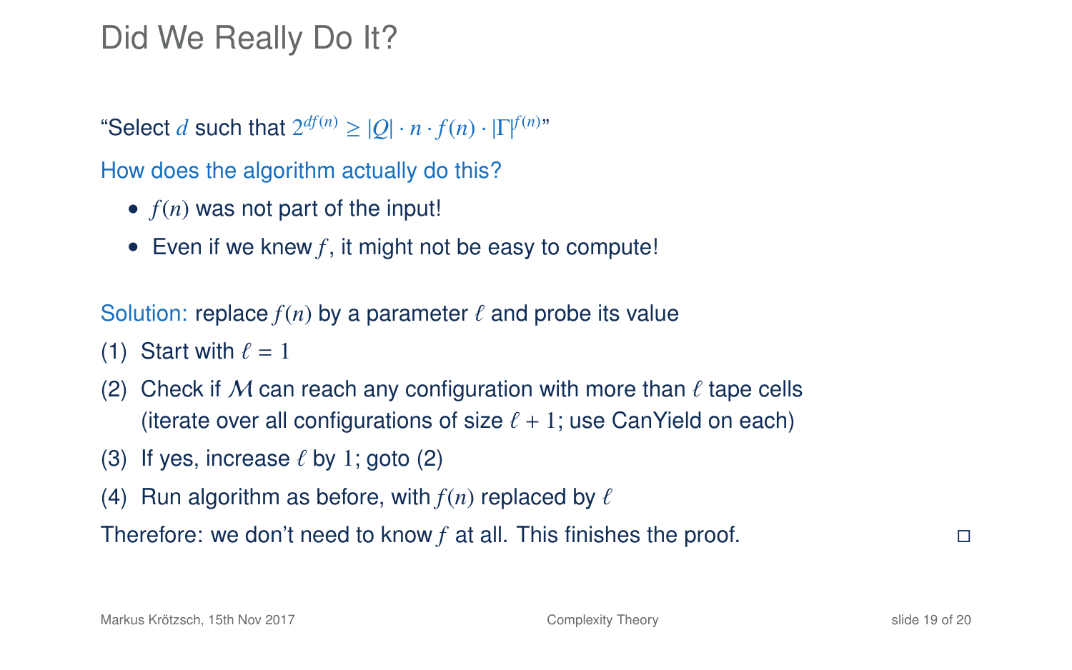# Did We Really Do It?

"Select $d$ such that $2^{df(n)} \geq |Q| \cdot n \cdot f(n) \cdot |\Gamma|^{f(n)}$"

How does the algorithm actually do this?

- $f(n)$ was not part of the input!
- Even if we knew $f$, it might not be easy to compute!

Solution: replace $f(n)$ by a parameter $\ell$ and probe its value

(1) Start with $\ell = 1$

(2) Check if $\mathcal{M}$ can reach any configuration with more than $\ell$ tape cells (iterate over all configurations of size $\ell + 1$; use CanYield on each)

(3) If yes, increase $\ell$ by $1$; goto (2)

(4) Run algorithm as before, with $f(n)$ replaced by $\ell$

Therefore: we don't need to know $f$ at all. This finishes the proof. □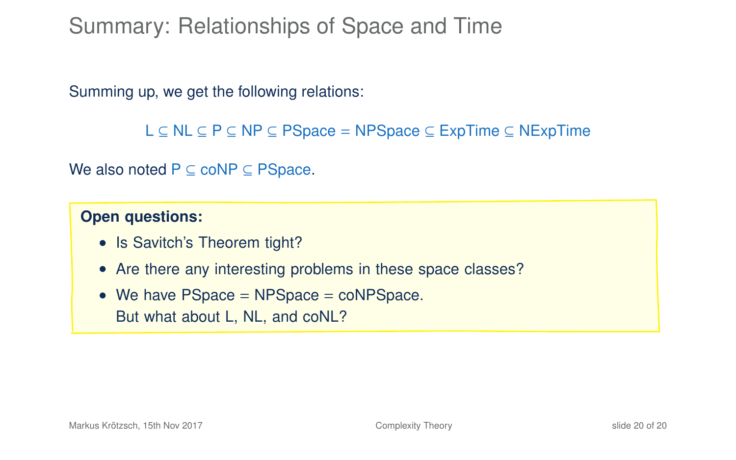# Summary: Relationships of Space and Time

Summing up, we get the following relations:

$$\text{L} \subseteq \text{NL} \subseteq \text{P} \subseteq \text{NP} \subseteq \text{PSpace} = \text{NPSpace} \subseteq \text{ExpTime} \subseteq \text{NExpTime}$$

We also noted $\text{P} \subseteq \text{coNP} \subseteq \text{PSpace}$.

**Open questions:**

- Is Savitch's Theorem tight?
- Are there any interesting problems in these space classes?
- We have PSpace = NPSpace = coNPSpace.
  But what about L, NL, and coNL?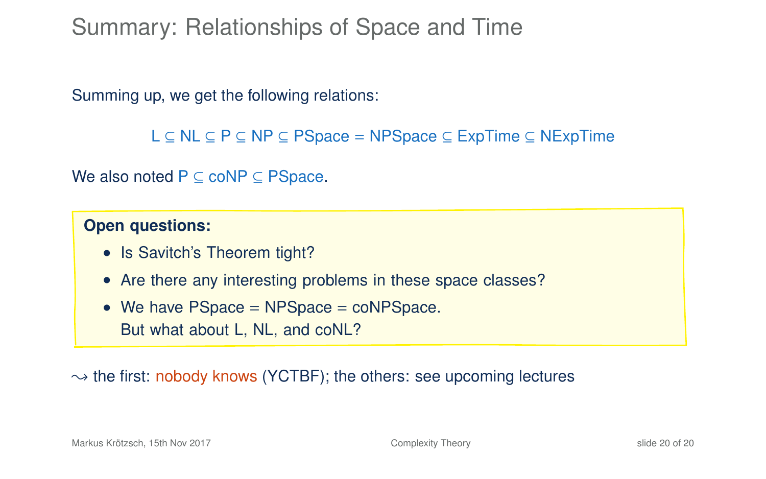# Summary: Relationships of Space and Time

Summing up, we get the following relations:

$$\text{L} \subseteq \text{NL} \subseteq \text{P} \subseteq \text{NP} \subseteq \text{PSpace} = \text{NPSpace} \subseteq \text{ExpTime} \subseteq \text{NExpTime}$$

We also noted $\text{P} \subseteq \text{coNP} \subseteq \text{PSpace}$.

**Open questions:**

- Is Savitch's Theorem tight?
- Are there any interesting problems in these space classes?
- We have PSpace = NPSpace = coNPSpace.
  But what about L, NL, and coNL?

$\rightsquigarrow$ the first: nobody knows (YCTBF); the others: see upcoming lectures